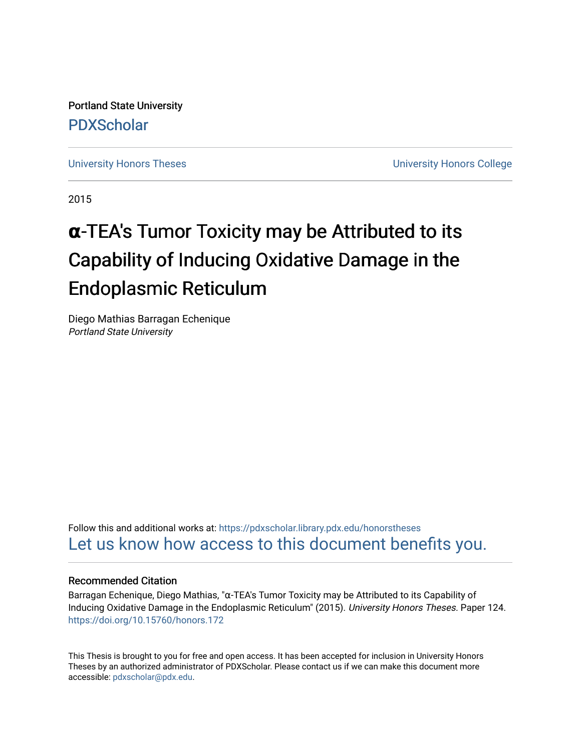Portland State University

PDXScholar

University Honors Theses

University Honors College

2015

# α-TEA's Tumor Toxicity may be Attributed to its Capability of Inducing Oxidative Damage in the Endoplasmic Reticulum

Diego Mathias Barragan Echenique
*Portland State University*

Follow this and additional works at: https://pdxscholar.library.pdx.edu/honorstheses
Let us know how access to this document benefits you.

### Recommended Citation

Barragan Echenique, Diego Mathias, "α-TEA's Tumor Toxicity may be Attributed to its Capability of Inducing Oxidative Damage in the Endoplasmic Reticulum" (2015). *University Honors Theses.* Paper 124.
https://doi.org/10.15760/honors.172

This Thesis is brought to you for free and open access. It has been accepted for inclusion in University Honors Theses by an authorized administrator of PDXScholar. Please contact us if we can make this document more accessible: pdxscholar@pdx.edu.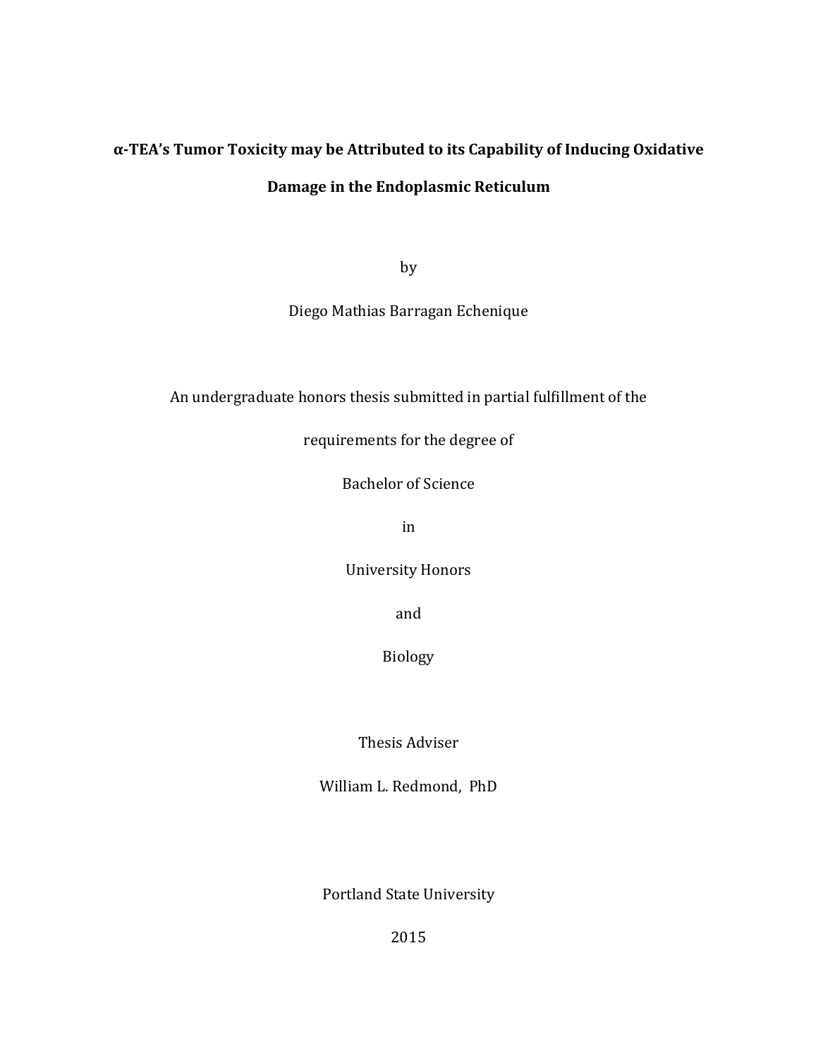# α-TEA's Tumor Toxicity may be Attributed to its Capability of Inducing Oxidative Damage in the Endoplasmic Reticulum

by

Diego Mathias Barragan Echenique

An undergraduate honors thesis submitted in partial fulfillment of the

requirements for the degree of

Bachelor of Science

in

University Honors

and

Biology

Thesis Adviser

William L. Redmond, PhD

Portland State University

2015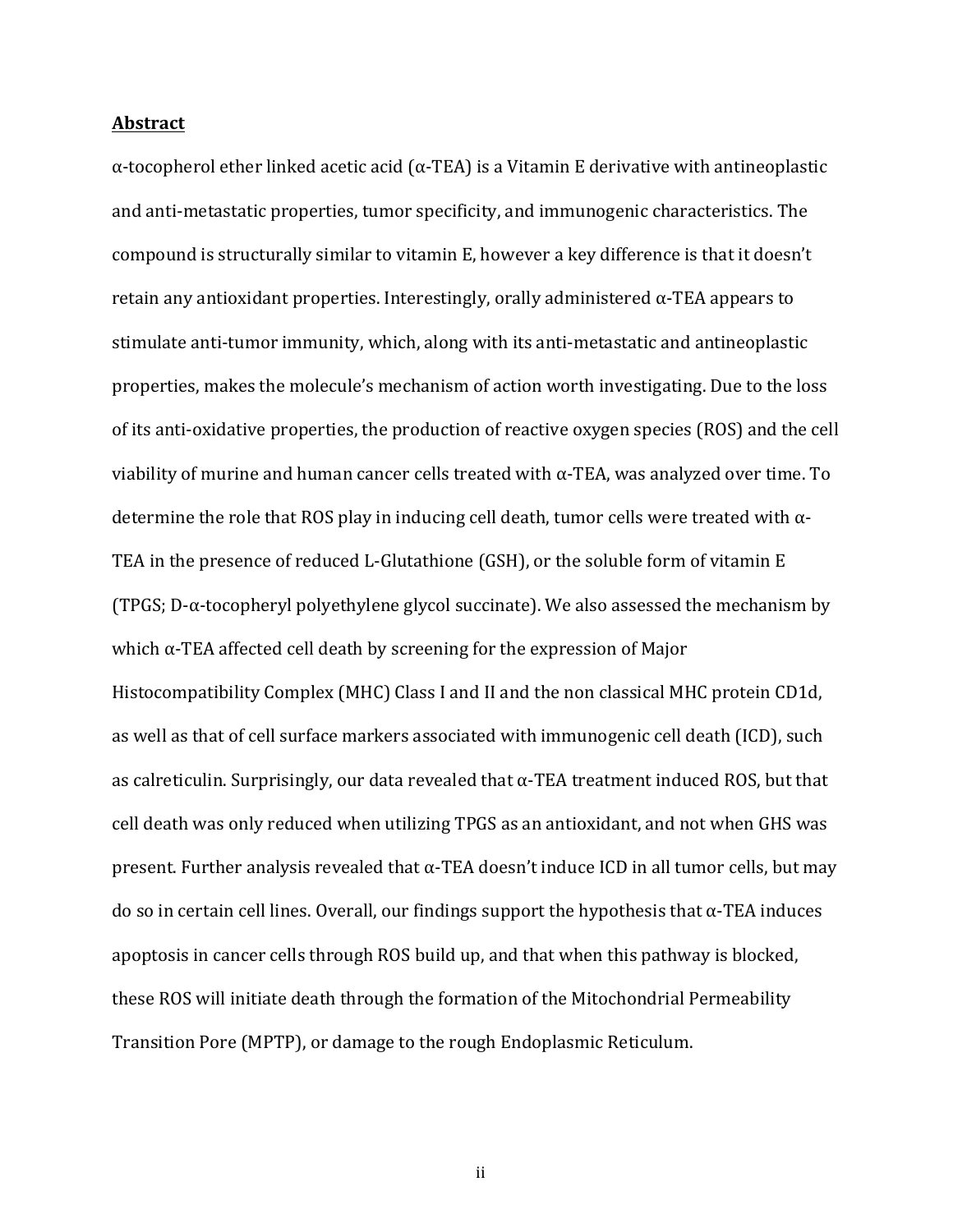## Abstract

α-tocopherol ether linked acetic acid (α-TEA) is a Vitamin E derivative with antineoplastic and anti-metastatic properties, tumor specificity, and immunogenic characteristics. The compound is structurally similar to vitamin E, however a key difference is that it doesn't retain any antioxidant properties. Interestingly, orally administered α-TEA appears to stimulate anti-tumor immunity, which, along with its anti-metastatic and antineoplastic properties, makes the molecule's mechanism of action worth investigating. Due to the loss of its anti-oxidative properties, the production of reactive oxygen species (ROS) and the cell viability of murine and human cancer cells treated with α-TEA, was analyzed over time. To determine the role that ROS play in inducing cell death, tumor cells were treated with α-TEA in the presence of reduced L-Glutathione (GSH), or the soluble form of vitamin E (TPGS; D-α-tocopheryl polyethylene glycol succinate). We also assessed the mechanism by which α-TEA affected cell death by screening for the expression of Major Histocompatibility Complex (MHC) Class I and II and the non classical MHC protein CD1d, as well as that of cell surface markers associated with immunogenic cell death (ICD), such as calreticulin. Surprisingly, our data revealed that α-TEA treatment induced ROS, but that cell death was only reduced when utilizing TPGS as an antioxidant, and not when GHS was present. Further analysis revealed that α-TEA doesn't induce ICD in all tumor cells, but may do so in certain cell lines. Overall, our findings support the hypothesis that α-TEA induces apoptosis in cancer cells through ROS build up, and that when this pathway is blocked, these ROS will initiate death through the formation of the Mitochondrial Permeability Transition Pore (MPTP), or damage to the rough Endoplasmic Reticulum.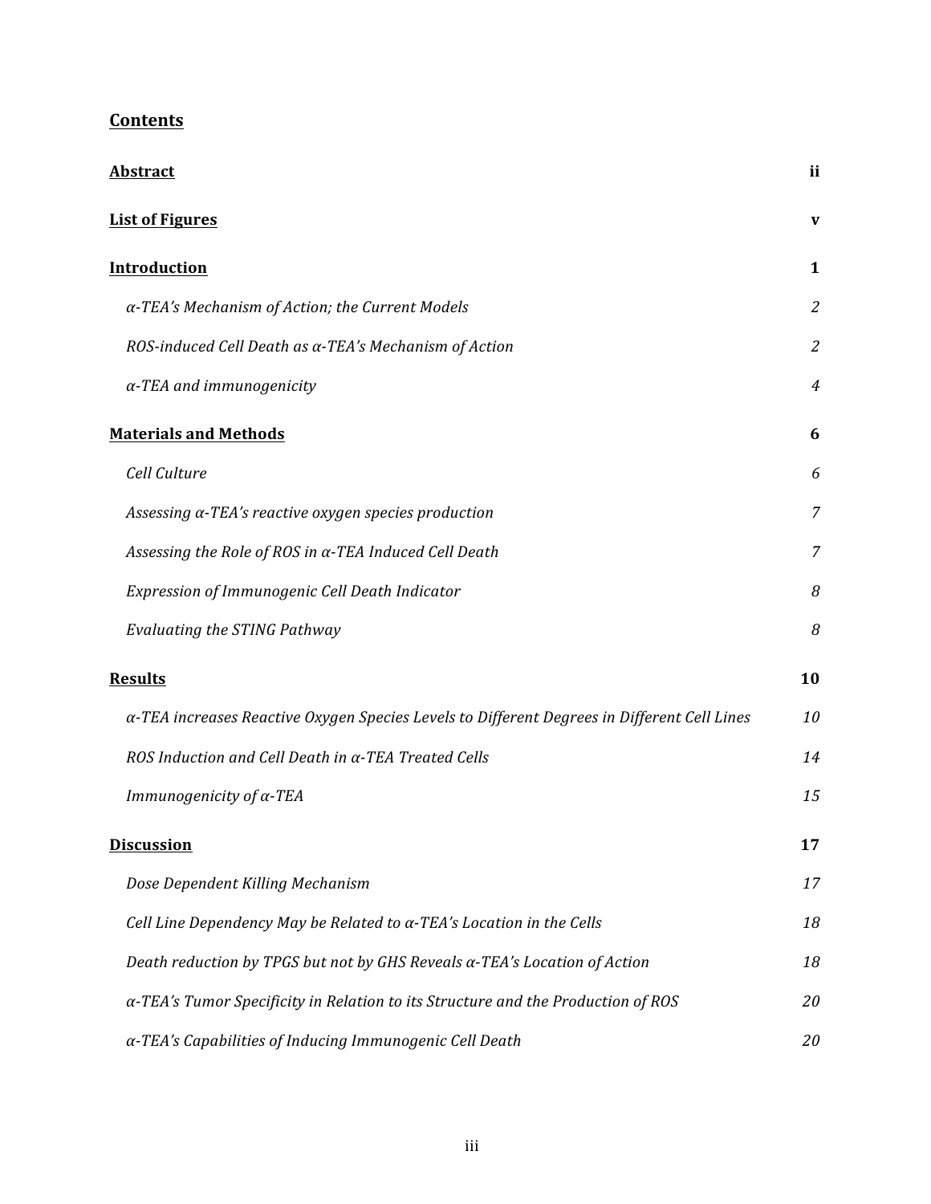## Contents

| | |
|---|---|
| **Abstract** | **ii** |
| **List of Figures** | **v** |
| **Introduction** | **1** |
| *α-TEA's Mechanism of Action; the Current Models* | *2* |
| *ROS-induced Cell Death as α-TEA's Mechanism of Action* | *2* |
| *α-TEA and immunogenicity* | *4* |
| **Materials and Methods** | **6** |
| *Cell Culture* | *6* |
| *Assessing α-TEA's reactive oxygen species production* | *7* |
| *Assessing the Role of ROS in α-TEA Induced Cell Death* | *7* |
| *Expression of Immunogenic Cell Death Indicator* | *8* |
| *Evaluating the STING Pathway* | *8* |
| **Results** | **10** |
| *α-TEA increases Reactive Oxygen Species Levels to Different Degrees in Different Cell Lines* | *10* |
| *ROS Induction and Cell Death in α-TEA Treated Cells* | *14* |
| *Immunogenicity of α-TEA* | *15* |
| **Discussion** | **17** |
| *Dose Dependent Killing Mechanism* | *17* |
| *Cell Line Dependency May be Related to α-TEA's Location in the Cells* | *18* |
| *Death reduction by TPGS but not by GHS Reveals α-TEA's Location of Action* | *18* |
| *α-TEA's Tumor Specificity in Relation to its Structure and the Production of ROS* | *20* |
| *α-TEA's Capabilities of Inducing Immunogenic Cell Death* | *20* |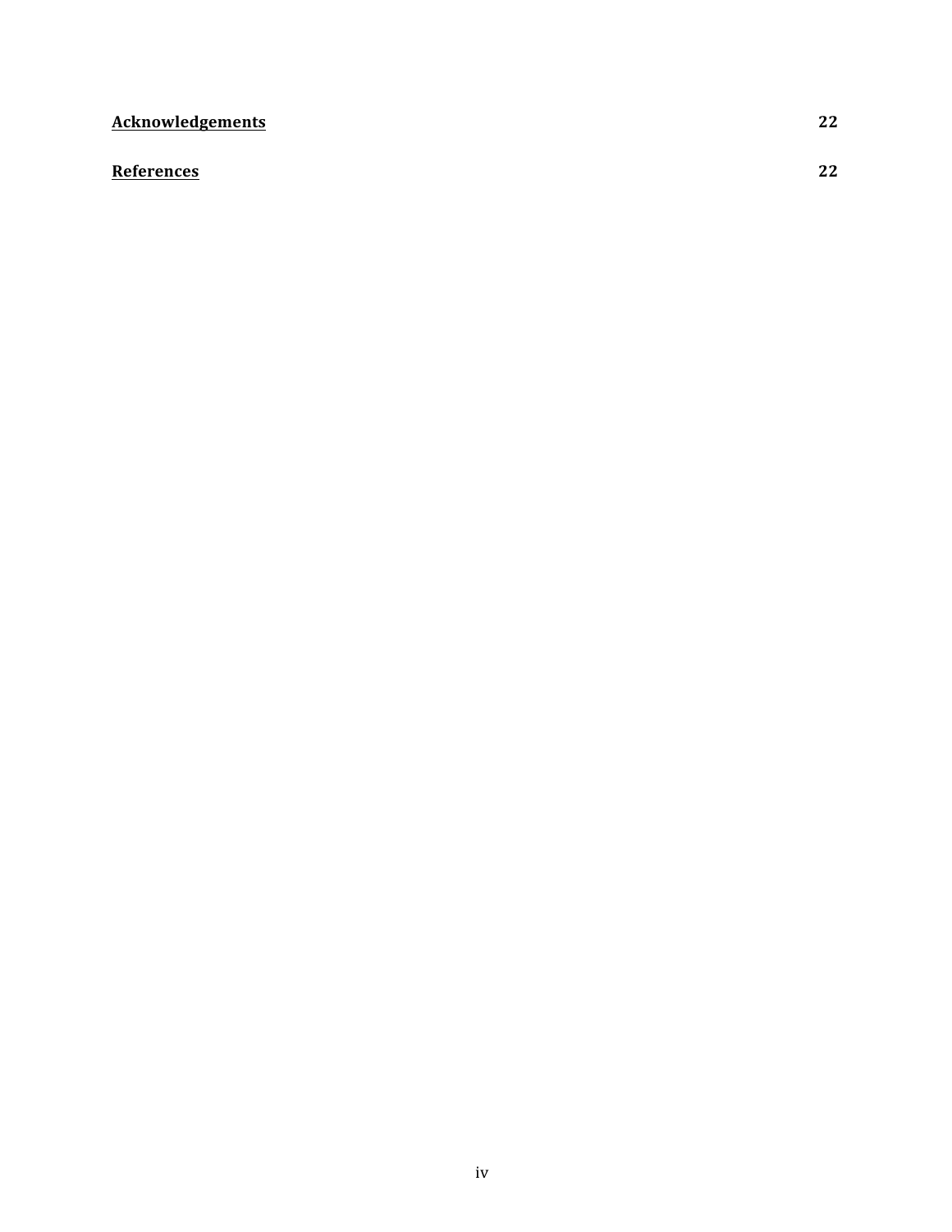**Acknowledgements** 22

**References** 22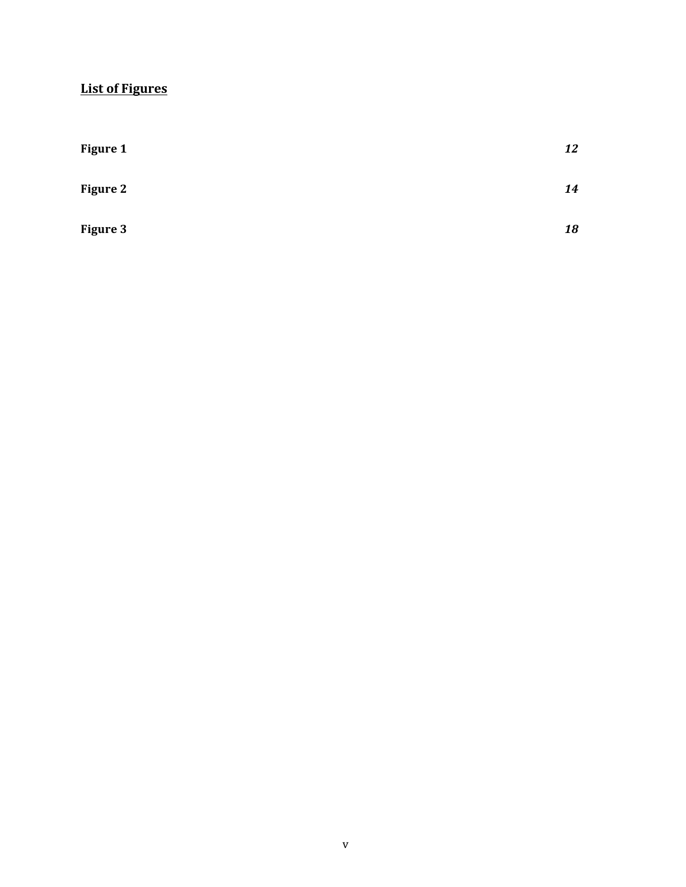## List of Figures

| | |
|---|---|
| **Figure 1** | ***12*** |
| **Figure 2** | ***14*** |
| **Figure 3** | ***18*** |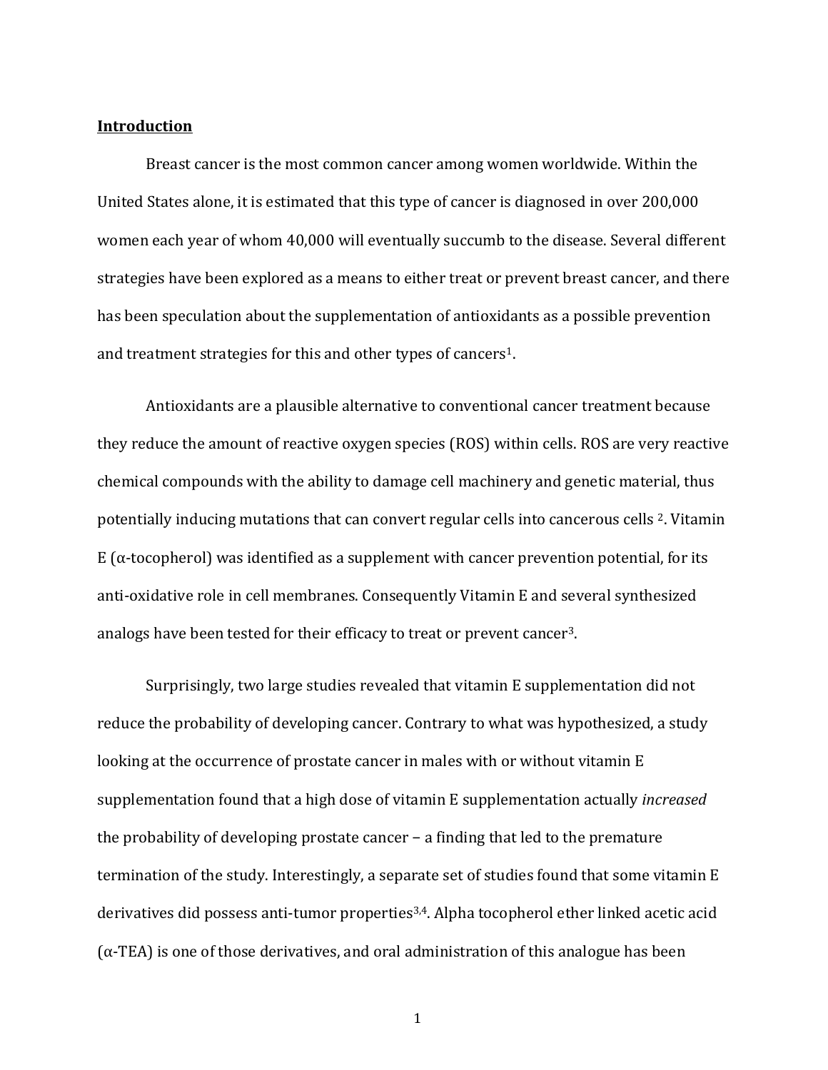## Introduction

Breast cancer is the most common cancer among women worldwide. Within the United States alone, it is estimated that this type of cancer is diagnosed in over 200,000 women each year of whom 40,000 will eventually succumb to the disease. Several different strategies have been explored as a means to either treat or prevent breast cancer, and there has been speculation about the supplementation of antioxidants as a possible prevention and treatment strategies for this and other types of cancers[1].

Antioxidants are a plausible alternative to conventional cancer treatment because they reduce the amount of reactive oxygen species (ROS) within cells. ROS are very reactive chemical compounds with the ability to damage cell machinery and genetic material, thus potentially inducing mutations that can convert regular cells into cancerous cells [2]. Vitamin E (α-tocopherol) was identified as a supplement with cancer prevention potential, for its anti-oxidative role in cell membranes. Consequently Vitamin E and several synthesized analogs have been tested for their efficacy to treat or prevent cancer[3].

Surprisingly, two large studies revealed that vitamin E supplementation did not reduce the probability of developing cancer. Contrary to what was hypothesized, a study looking at the occurrence of prostate cancer in males with or without vitamin E supplementation found that a high dose of vitamin E supplementation actually *increased* the probability of developing prostate cancer – a finding that led to the premature termination of the study. Interestingly, a separate set of studies found that some vitamin E derivatives did possess anti-tumor properties[3,4]. Alpha tocopherol ether linked acetic acid (α-TEA) is one of those derivatives, and oral administration of this analogue has been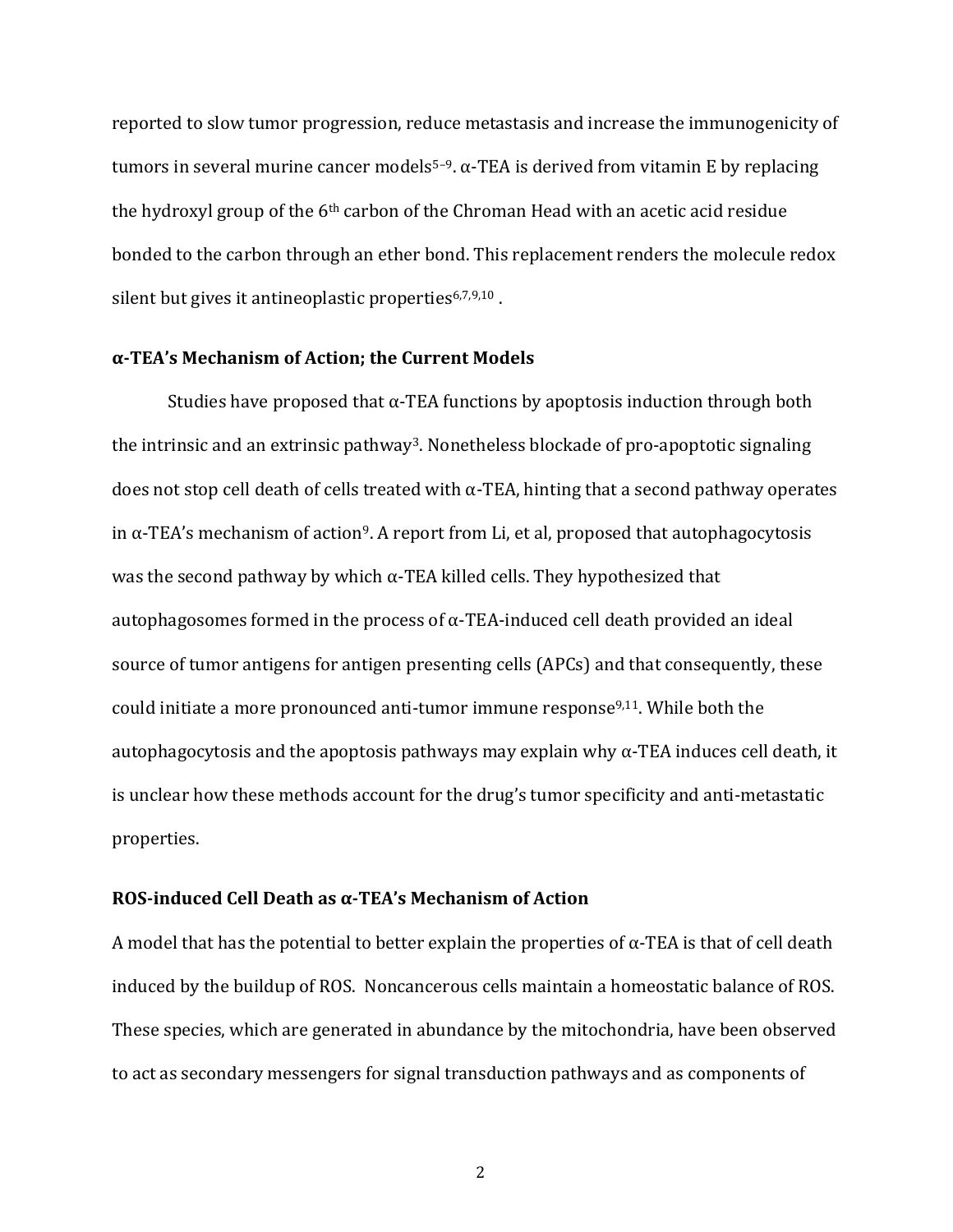reported to slow tumor progression, reduce metastasis and increase the immunogenicity of tumors in several murine cancer models[5–9]. α-TEA is derived from vitamin E by replacing the hydroxyl group of the 6th carbon of the Chroman Head with an acetic acid residue bonded to the carbon through an ether bond. This replacement renders the molecule redox silent but gives it antineoplastic properties[6,7,9,10] .

**α-TEA's Mechanism of Action; the Current Models**

Studies have proposed that α-TEA functions by apoptosis induction through both the intrinsic and an extrinsic pathway[3]. Nonetheless blockade of pro-apoptotic signaling does not stop cell death of cells treated with α-TEA, hinting that a second pathway operates in α-TEA's mechanism of action[9]. A report from Li, et al, proposed that autophagocytosis was the second pathway by which α-TEA killed cells. They hypothesized that autophagosomes formed in the process of α-TEA-induced cell death provided an ideal source of tumor antigens for antigen presenting cells (APCs) and that consequently, these could initiate a more pronounced anti-tumor immune response[9,11]. While both the autophagocytosis and the apoptosis pathways may explain why α-TEA induces cell death, it is unclear how these methods account for the drug's tumor specificity and anti-metastatic properties.

**ROS-induced Cell Death as α-TEA's Mechanism of Action**

A model that has the potential to better explain the properties of α-TEA is that of cell death induced by the buildup of ROS. Noncancerous cells maintain a homeostatic balance of ROS. These species, which are generated in abundance by the mitochondria, have been observed to act as secondary messengers for signal transduction pathways and as components of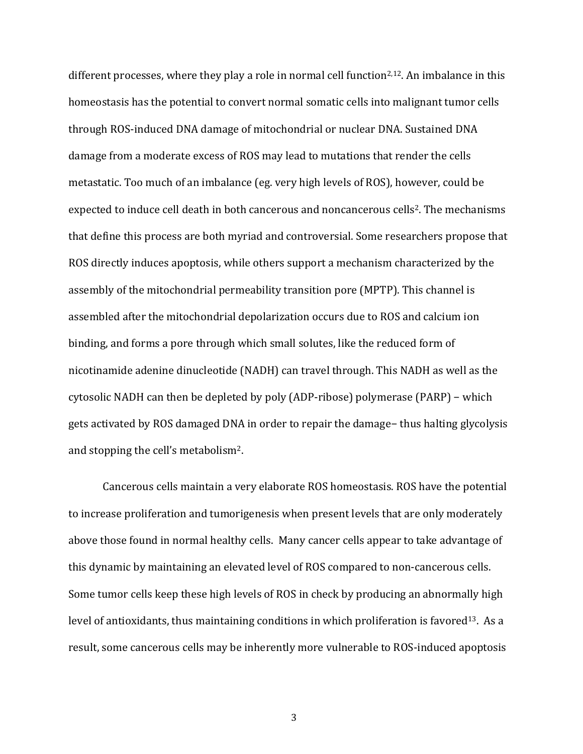different processes, where they play a role in normal cell function[2,12]. An imbalance in this homeostasis has the potential to convert normal somatic cells into malignant tumor cells through ROS-induced DNA damage of mitochondrial or nuclear DNA. Sustained DNA damage from a moderate excess of ROS may lead to mutations that render the cells metastatic. Too much of an imbalance (eg. very high levels of ROS), however, could be expected to induce cell death in both cancerous and noncancerous cells[2]. The mechanisms that define this process are both myriad and controversial. Some researchers propose that ROS directly induces apoptosis, while others support a mechanism characterized by the assembly of the mitochondrial permeability transition pore (MPTP). This channel is assembled after the mitochondrial depolarization occurs due to ROS and calcium ion binding, and forms a pore through which small solutes, like the reduced form of nicotinamide adenine dinucleotide (NADH) can travel through. This NADH as well as the cytosolic NADH can then be depleted by poly (ADP-ribose) polymerase (PARP) – which gets activated by ROS damaged DNA in order to repair the damage– thus halting glycolysis and stopping the cell's metabolism[2].

Cancerous cells maintain a very elaborate ROS homeostasis. ROS have the potential to increase proliferation and tumorigenesis when present levels that are only moderately above those found in normal healthy cells. Many cancer cells appear to take advantage of this dynamic by maintaining an elevated level of ROS compared to non-cancerous cells. Some tumor cells keep these high levels of ROS in check by producing an abnormally high level of antioxidants, thus maintaining conditions in which proliferation is favored[13]. As a result, some cancerous cells may be inherently more vulnerable to ROS-induced apoptosis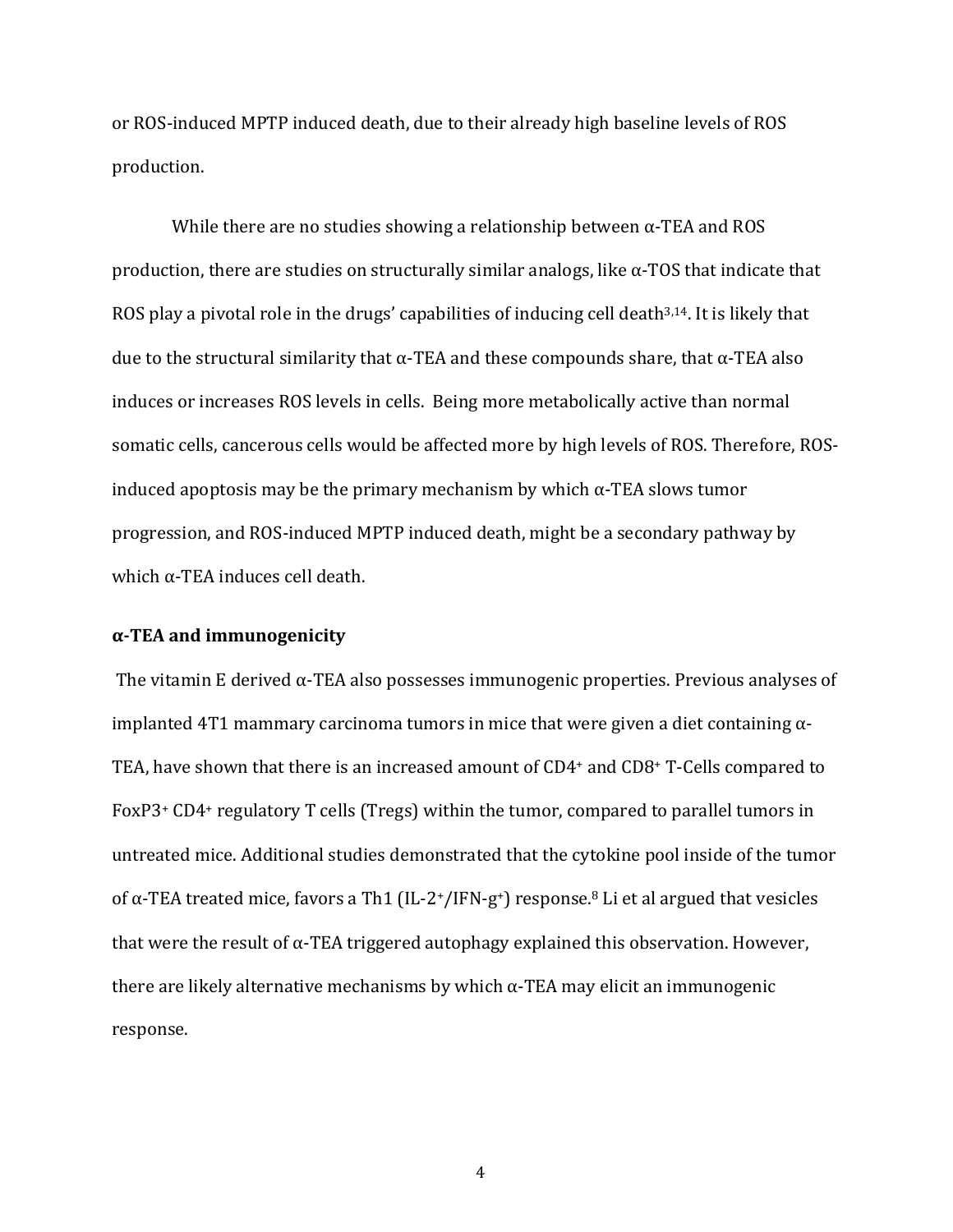or ROS-induced MPTP induced death, due to their already high baseline levels of ROS production.

While there are no studies showing a relationship between α-TEA and ROS production, there are studies on structurally similar analogs, like α-TOS that indicate that ROS play a pivotal role in the drugs' capabilities of inducing cell death[3,14]. It is likely that due to the structural similarity that α-TEA and these compounds share, that α-TEA also induces or increases ROS levels in cells. Being more metabolically active than normal somatic cells, cancerous cells would be affected more by high levels of ROS. Therefore, ROS-induced apoptosis may be the primary mechanism by which α-TEA slows tumor progression, and ROS-induced MPTP induced death, might be a secondary pathway by which α-TEA induces cell death.

**α-TEA and immunogenicity**

The vitamin E derived α-TEA also possesses immunogenic properties. Previous analyses of implanted 4T1 mammary carcinoma tumors in mice that were given a diet containing α-TEA, have shown that there is an increased amount of $CD4^+$ and $CD8^+$ T-Cells compared to $FoxP3^+$ $CD4^+$ regulatory T cells (Tregs) within the tumor, compared to parallel tumors in untreated mice. Additional studies demonstrated that the cytokine pool inside of the tumor of α-TEA treated mice, favors a Th1 (IL-$2^+$/IFN-$g^+$) response.[8] Li et al argued that vesicles that were the result of α-TEA triggered autophagy explained this observation. However, there are likely alternative mechanisms by which α-TEA may elicit an immunogenic response.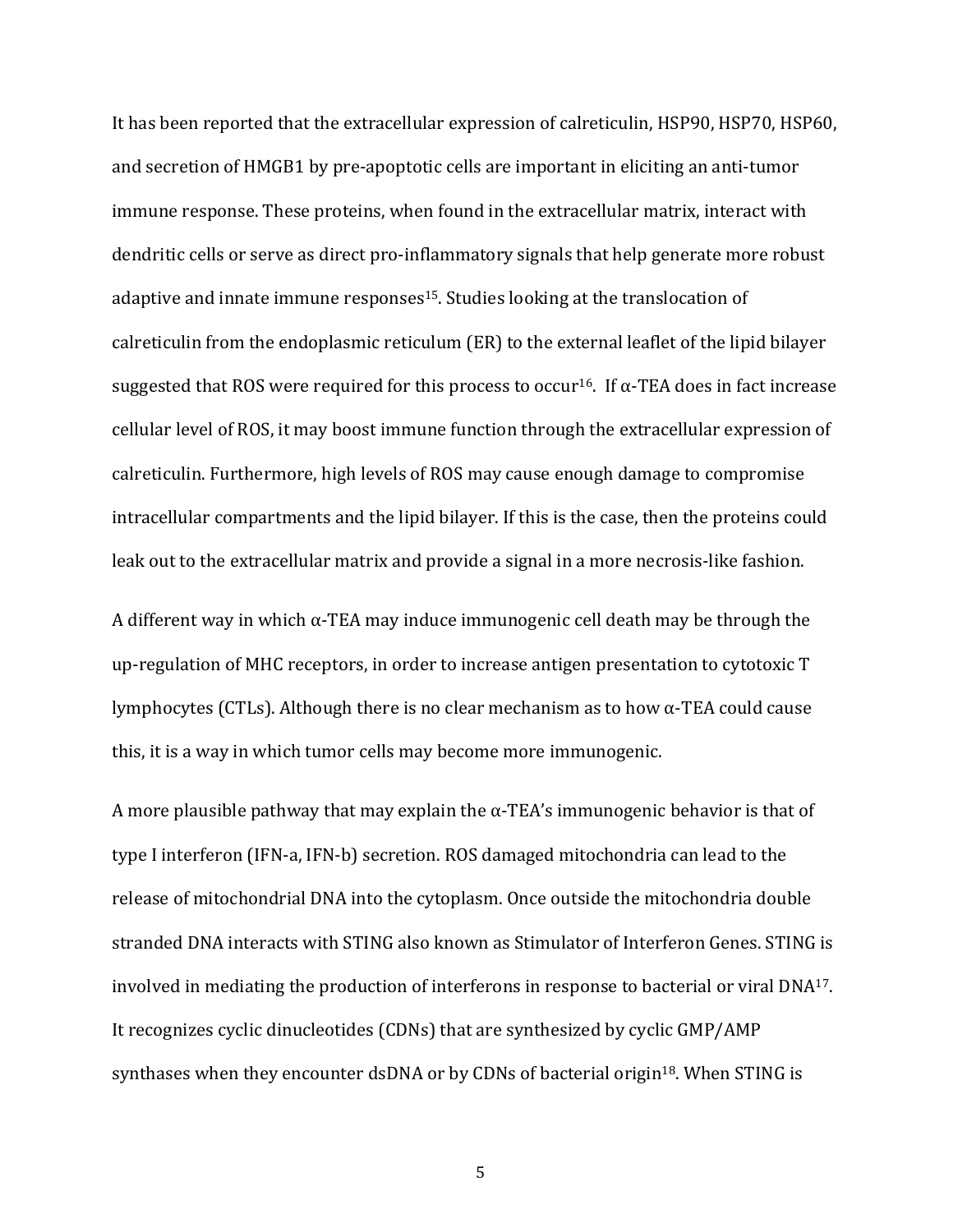It has been reported that the extracellular expression of calreticulin, HSP90, HSP70, HSP60, and secretion of HMGB1 by pre-apoptotic cells are important in eliciting an anti-tumor immune response. These proteins, when found in the extracellular matrix, interact with dendritic cells or serve as direct pro-inflammatory signals that help generate more robust adaptive and innate immune responses[15]. Studies looking at the translocation of calreticulin from the endoplasmic reticulum (ER) to the external leaflet of the lipid bilayer suggested that ROS were required for this process to occur[16]. If α-TEA does in fact increase cellular level of ROS, it may boost immune function through the extracellular expression of calreticulin. Furthermore, high levels of ROS may cause enough damage to compromise intracellular compartments and the lipid bilayer. If this is the case, then the proteins could leak out to the extracellular matrix and provide a signal in a more necrosis-like fashion.

A different way in which α-TEA may induce immunogenic cell death may be through the up-regulation of MHC receptors, in order to increase antigen presentation to cytotoxic T lymphocytes (CTLs). Although there is no clear mechanism as to how α-TEA could cause this, it is a way in which tumor cells may become more immunogenic.

A more plausible pathway that may explain the α-TEA's immunogenic behavior is that of type I interferon (IFN-a, IFN-b) secretion. ROS damaged mitochondria can lead to the release of mitochondrial DNA into the cytoplasm. Once outside the mitochondria double stranded DNA interacts with STING also known as Stimulator of Interferon Genes. STING is involved in mediating the production of interferons in response to bacterial or viral DNA[17]. It recognizes cyclic dinucleotides (CDNs) that are synthesized by cyclic GMP/AMP synthases when they encounter dsDNA or by CDNs of bacterial origin[18]. When STING is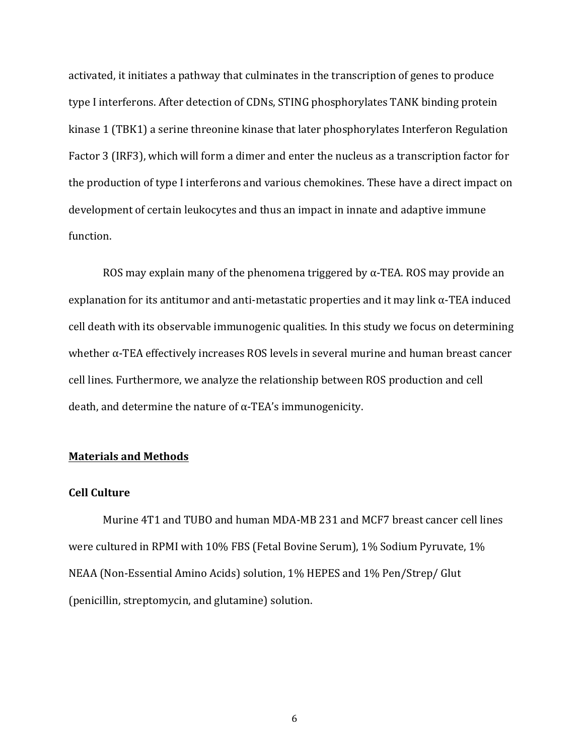activated, it initiates a pathway that culminates in the transcription of genes to produce type I interferons. After detection of CDNs, STING phosphorylates TANK binding protein kinase 1 (TBK1) a serine threonine kinase that later phosphorylates Interferon Regulation Factor 3 (IRF3), which will form a dimer and enter the nucleus as a transcription factor for the production of type I interferons and various chemokines. These have a direct impact on development of certain leukocytes and thus an impact in innate and adaptive immune function.

ROS may explain many of the phenomena triggered by α-TEA. ROS may provide an explanation for its antitumor and anti-metastatic properties and it may link α-TEA induced cell death with its observable immunogenic qualities. In this study we focus on determining whether α-TEA effectively increases ROS levels in several murine and human breast cancer cell lines. Furthermore, we analyze the relationship between ROS production and cell death, and determine the nature of α-TEA's immunogenicity.

## Materials and Methods

### Cell Culture

Murine 4T1 and TUBO and human MDA-MB 231 and MCF7 breast cancer cell lines were cultured in RPMI with 10% FBS (Fetal Bovine Serum), 1% Sodium Pyruvate, 1% NEAA (Non-Essential Amino Acids) solution, 1% HEPES and 1% Pen/Strep/ Glut (penicillin, streptomycin, and glutamine) solution.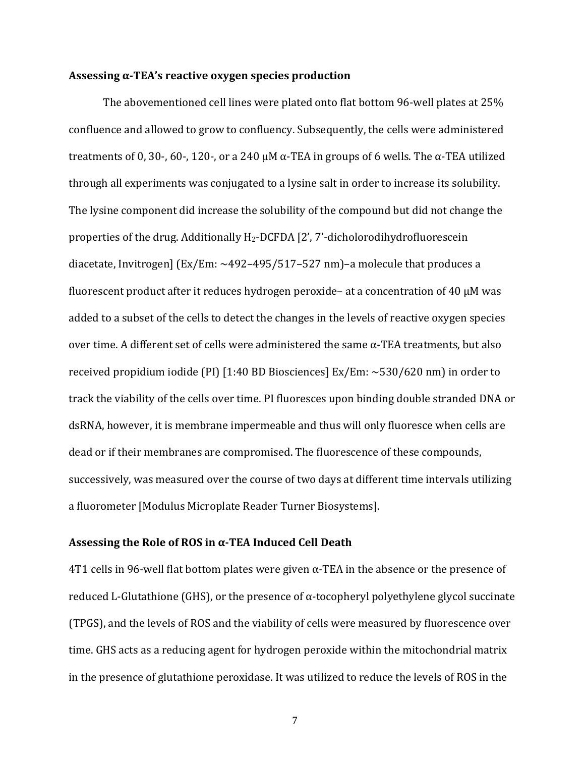### Assessing α-TEA's reactive oxygen species production

The abovementioned cell lines were plated onto flat bottom 96-well plates at 25% confluence and allowed to grow to confluency. Subsequently, the cells were administered treatments of 0, 30-, 60-, 120-, or a 240 μM α-TEA in groups of 6 wells. The α-TEA utilized through all experiments was conjugated to a lysine salt in order to increase its solubility. The lysine component did increase the solubility of the compound but did not change the properties of the drug. Additionally $H_2$-DCFDA [2', 7'-dicholorodihydrofluorescein diacetate, Invitrogen] (Ex/Em: ~492–495/517–527 nm)–a molecule that produces a fluorescent product after it reduces hydrogen peroxide– at a concentration of 40 μM was added to a subset of the cells to detect the changes in the levels of reactive oxygen species over time. A different set of cells were administered the same α-TEA treatments, but also received propidium iodide (PI) [1:40 BD Biosciences] Ex/Em: ~530/620 nm) in order to track the viability of the cells over time. PI fluoresces upon binding double stranded DNA or dsRNA, however, it is membrane impermeable and thus will only fluoresce when cells are dead or if their membranes are compromised. The fluorescence of these compounds, successively, was measured over the course of two days at different time intervals utilizing a fluorometer [Modulus Microplate Reader Turner Biosystems].

### Assessing the Role of ROS in α-TEA Induced Cell Death

4T1 cells in 96-well flat bottom plates were given α-TEA in the absence or the presence of reduced L-Glutathione (GHS), or the presence of α-tocopheryl polyethylene glycol succinate (TPGS), and the levels of ROS and the viability of cells were measured by fluorescence over time. GHS acts as a reducing agent for hydrogen peroxide within the mitochondrial matrix in the presence of glutathione peroxidase. It was utilized to reduce the levels of ROS in the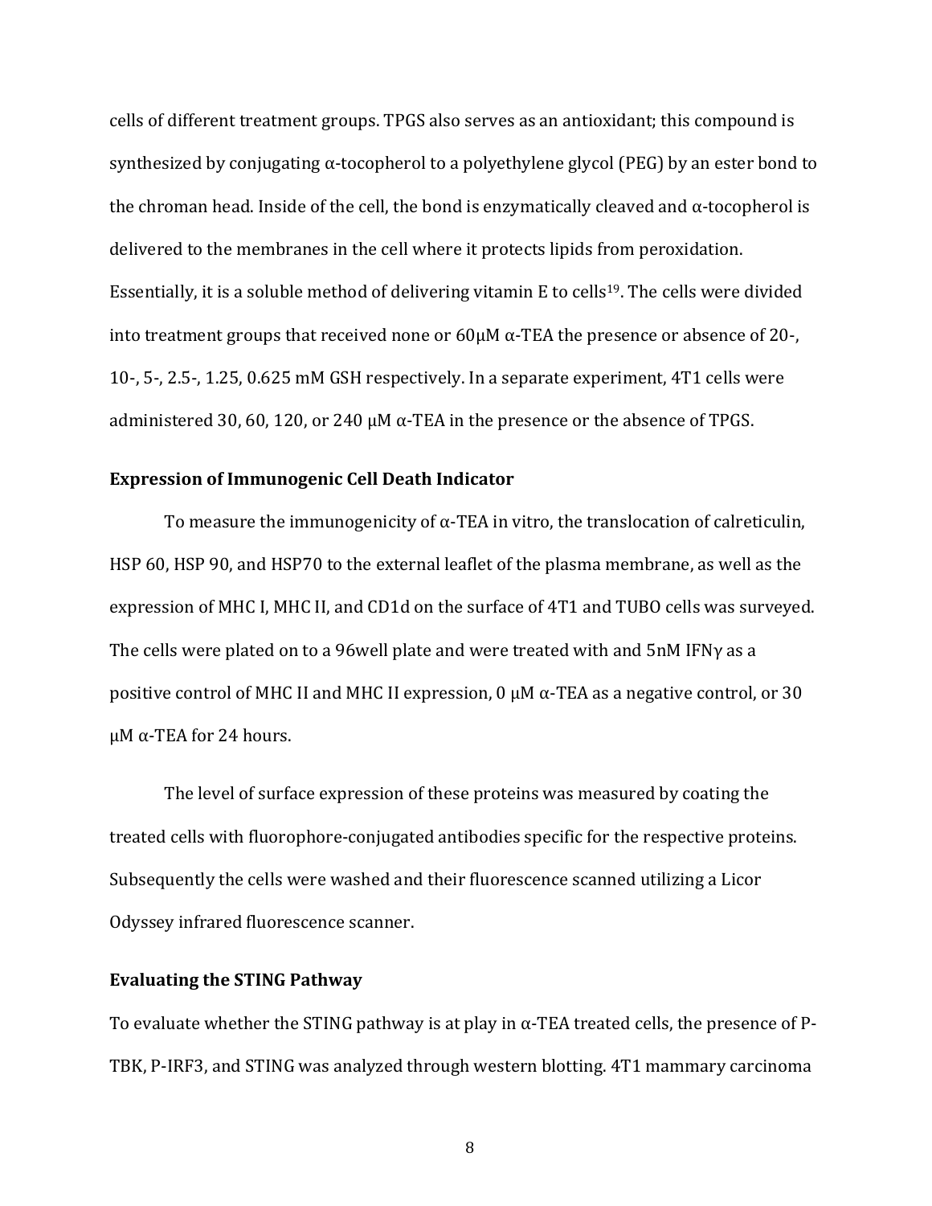cells of different treatment groups. TPGS also serves as an antioxidant; this compound is synthesized by conjugating α-tocopherol to a polyethylene glycol (PEG) by an ester bond to the chroman head. Inside of the cell, the bond is enzymatically cleaved and α-tocopherol is delivered to the membranes in the cell where it protects lipids from peroxidation. Essentially, it is a soluble method of delivering vitamin E to cells[19]. The cells were divided into treatment groups that received none or 60μM α-TEA the presence or absence of 20-, 10-, 5-, 2.5-, 1.25, 0.625 mM GSH respectively. In a separate experiment, 4T1 cells were administered 30, 60, 120, or 240 μM α-TEA in the presence or the absence of TPGS.

### Expression of Immunogenic Cell Death Indicator

To measure the immunogenicity of α-TEA in vitro, the translocation of calreticulin, HSP 60, HSP 90, and HSP70 to the external leaflet of the plasma membrane, as well as the expression of MHC I, MHC II, and CD1d on the surface of 4T1 and TUBO cells was surveyed. The cells were plated on to a 96well plate and were treated with and 5nM IFNγ as a positive control of MHC II and MHC II expression, 0 μM α-TEA as a negative control, or 30 μM α-TEA for 24 hours.

The level of surface expression of these proteins was measured by coating the treated cells with fluorophore-conjugated antibodies specific for the respective proteins. Subsequently the cells were washed and their fluorescence scanned utilizing a Licor Odyssey infrared fluorescence scanner.

### Evaluating the STING Pathway

To evaluate whether the STING pathway is at play in α-TEA treated cells, the presence of P-TBK, P-IRF3, and STING was analyzed through western blotting. 4T1 mammary carcinoma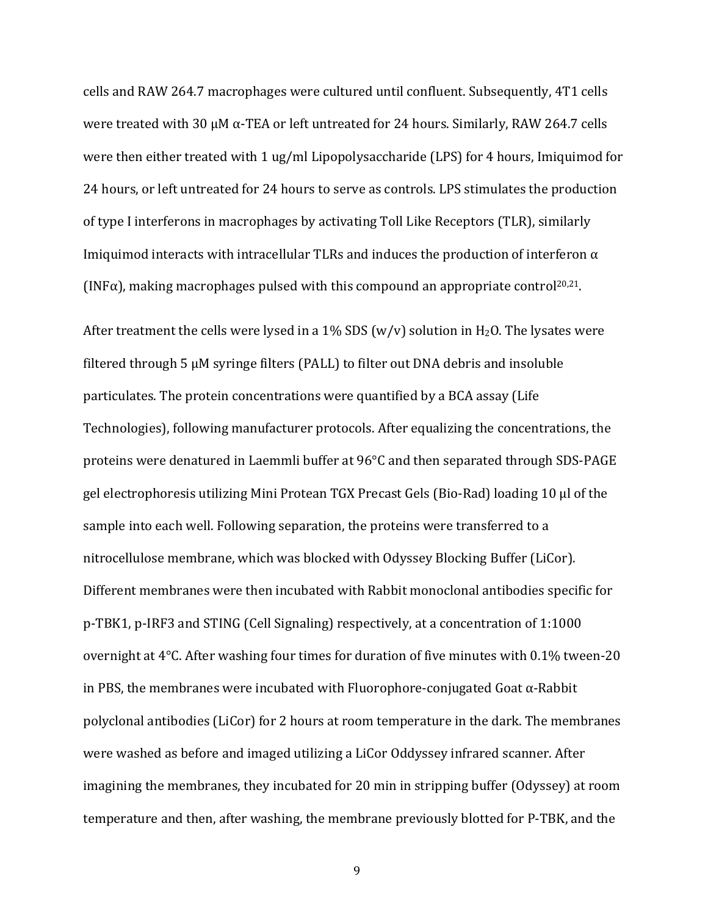cells and RAW 264.7 macrophages were cultured until confluent. Subsequently, 4T1 cells were treated with 30 μM α-TEA or left untreated for 24 hours. Similarly, RAW 264.7 cells were then either treated with 1 ug/ml Lipopolysaccharide (LPS) for 4 hours, Imiquimod for 24 hours, or left untreated for 24 hours to serve as controls. LPS stimulates the production of type I interferons in macrophages by activating Toll Like Receptors (TLR), similarly Imiquimod interacts with intracellular TLRs and induces the production of interferon α (INFα), making macrophages pulsed with this compound an appropriate control[20,21].

After treatment the cells were lysed in a 1% SDS (w/v) solution in $H_2O$. The lysates were filtered through 5 μM syringe filters (PALL) to filter out DNA debris and insoluble particulates. The protein concentrations were quantified by a BCA assay (Life Technologies), following manufacturer protocols. After equalizing the concentrations, the proteins were denatured in Laemmli buffer at 96°C and then separated through SDS-PAGE gel electrophoresis utilizing Mini Protean TGX Precast Gels (Bio-Rad) loading 10 μl of the sample into each well. Following separation, the proteins were transferred to a nitrocellulose membrane, which was blocked with Odyssey Blocking Buffer (LiCor). Different membranes were then incubated with Rabbit monoclonal antibodies specific for p-TBK1, p-IRF3 and STING (Cell Signaling) respectively, at a concentration of 1:1000 overnight at 4°C. After washing four times for duration of five minutes with 0.1% tween-20 in PBS, the membranes were incubated with Fluorophore-conjugated Goat α-Rabbit polyclonal antibodies (LiCor) for 2 hours at room temperature in the dark. The membranes were washed as before and imaged utilizing a LiCor Oddyssey infrared scanner. After imagining the membranes, they incubated for 20 min in stripping buffer (Odyssey) at room temperature and then, after washing, the membrane previously blotted for P-TBK, and the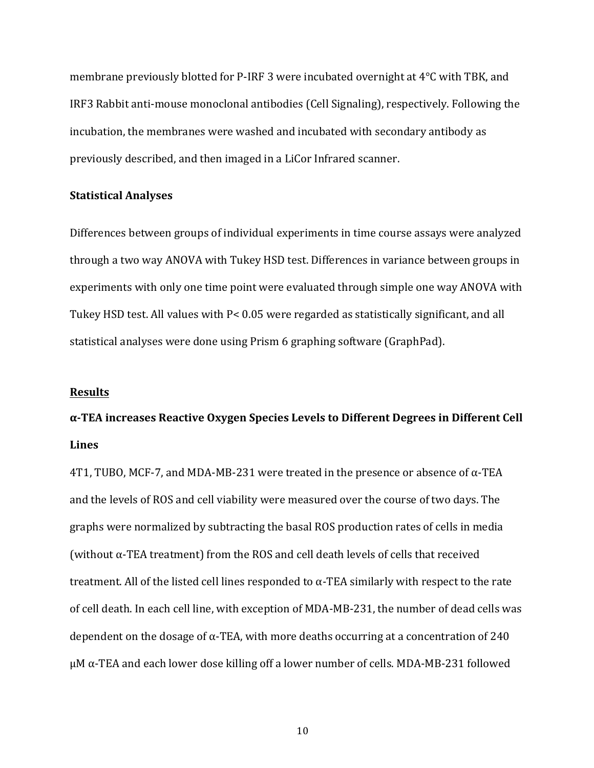membrane previously blotted for P-IRF 3 were incubated overnight at 4°C with TBK, and IRF3 Rabbit anti-mouse monoclonal antibodies (Cell Signaling), respectively. Following the incubation, the membranes were washed and incubated with secondary antibody as previously described, and then imaged in a LiCor Infrared scanner.

### Statistical Analyses

Differences between groups of individual experiments in time course assays were analyzed through a two way ANOVA with Tukey HSD test. Differences in variance between groups in experiments with only one time point were evaluated through simple one way ANOVA with Tukey HSD test. All values with $P < 0.05$ were regarded as statistically significant, and all statistical analyses were done using Prism 6 graphing software (GraphPad).

## Results

### α-TEA increases Reactive Oxygen Species Levels to Different Degrees in Different Cell Lines

4T1, TUBO, MCF-7, and MDA-MB-231 were treated in the presence or absence of α-TEA and the levels of ROS and cell viability were measured over the course of two days. The graphs were normalized by subtracting the basal ROS production rates of cells in media (without α-TEA treatment) from the ROS and cell death levels of cells that received treatment. All of the listed cell lines responded to α-TEA similarly with respect to the rate of cell death. In each cell line, with exception of MDA-MB-231, the number of dead cells was dependent on the dosage of α-TEA, with more deaths occurring at a concentration of 240 μM α-TEA and each lower dose killing off a lower number of cells. MDA-MB-231 followed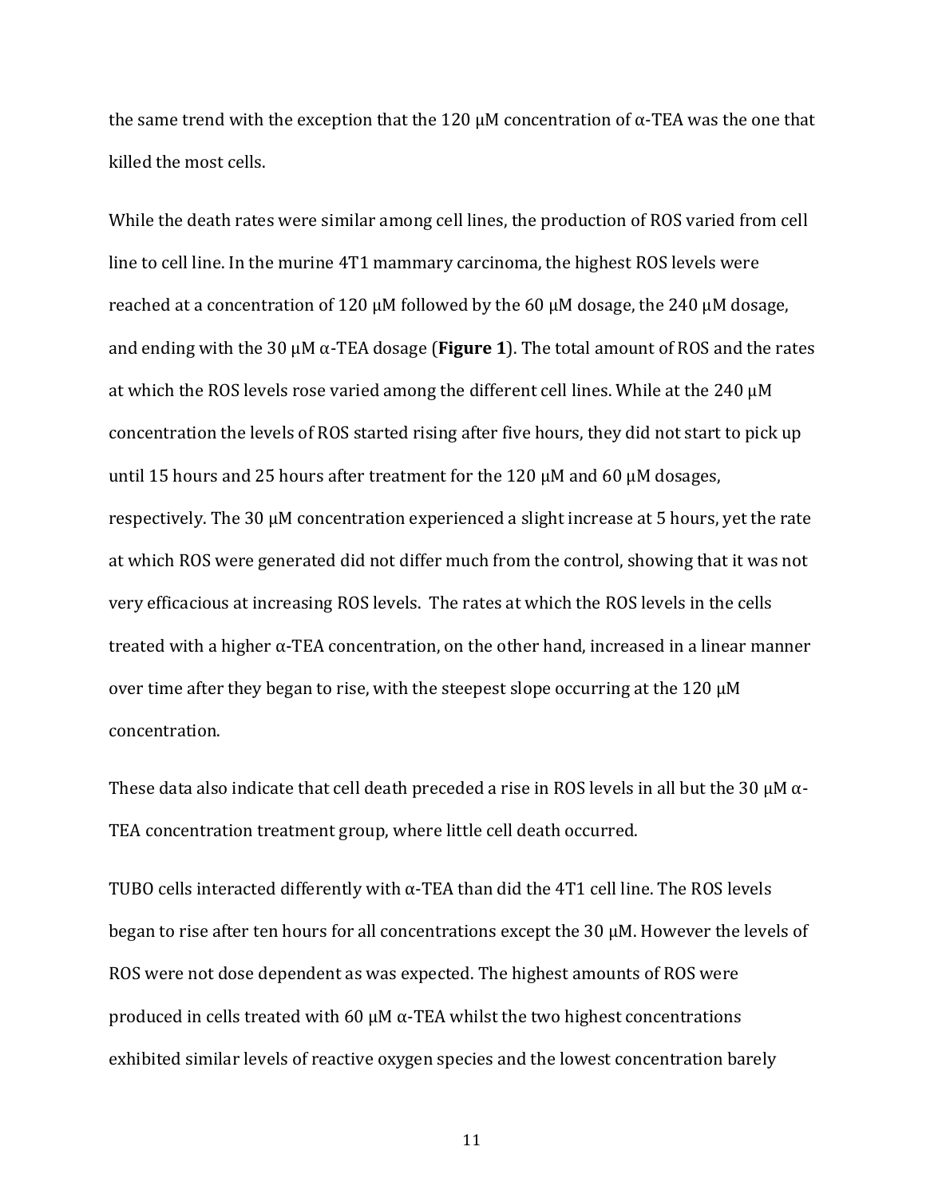the same trend with the exception that the 120 μM concentration of α-TEA was the one that killed the most cells.

While the death rates were similar among cell lines, the production of ROS varied from cell line to cell line. In the murine 4T1 mammary carcinoma, the highest ROS levels were reached at a concentration of 120 μM followed by the 60 μM dosage, the 240 μM dosage, and ending with the 30 μM α-TEA dosage (**Figure 1**). The total amount of ROS and the rates at which the ROS levels rose varied among the different cell lines. While at the 240 μM concentration the levels of ROS started rising after five hours, they did not start to pick up until 15 hours and 25 hours after treatment for the 120 μM and 60 μM dosages, respectively. The 30 μM concentration experienced a slight increase at 5 hours, yet the rate at which ROS were generated did not differ much from the control, showing that it was not very efficacious at increasing ROS levels. The rates at which the ROS levels in the cells treated with a higher α-TEA concentration, on the other hand, increased in a linear manner over time after they began to rise, with the steepest slope occurring at the 120 μM concentration.

These data also indicate that cell death preceded a rise in ROS levels in all but the 30 μM α-TEA concentration treatment group, where little cell death occurred.

TUBO cells interacted differently with α-TEA than did the 4T1 cell line. The ROS levels began to rise after ten hours for all concentrations except the 30 μM. However the levels of ROS were not dose dependent as was expected. The highest amounts of ROS were produced in cells treated with 60 μM α-TEA whilst the two highest concentrations exhibited similar levels of reactive oxygen species and the lowest concentration barely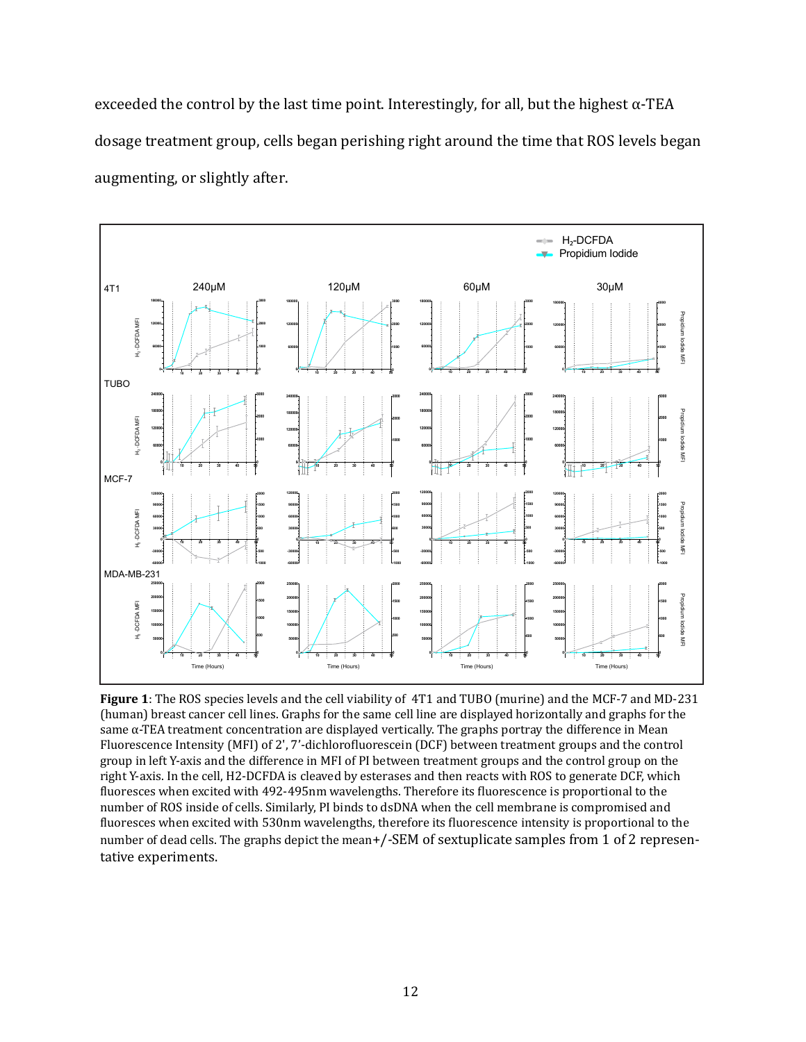exceeded the control by the last time point. Interestingly, for all, but the highest α-TEA dosage treatment group, cells began perishing right around the time that ROS levels began augmenting, or slightly after.

**Figure 1**: The ROS species levels and the cell viability of 4T1 and TUBO (murine) and the MCF-7 and MD-231 (human) breast cancer cell lines. Graphs for the same cell line are displayed horizontally and graphs for the same α-TEA treatment concentration are displayed vertically. The graphs portray the difference in Mean Fluorescence Intensity (MFI) of 2', 7'-dichlorofluorescein (DCF) between treatment groups and the control group in left Y-axis and the difference in MFI of PI between treatment groups and the control group on the right Y-axis. In the cell, H2-DCFDA is cleaved by esterases and then reacts with ROS to generate DCF, which fluoresces when excited with 492-495nm wavelengths. Therefore its fluorescence is proportional to the number of ROS inside of cells. Similarly, PI binds to dsDNA when the cell membrane is compromised and fluoresces when excited with 530nm wavelengths, therefore its fluorescence intensity is proportional to the number of dead cells. The graphs depict the mean+/-SEM of sextuplicate samples from 1 of 2 representative experiments.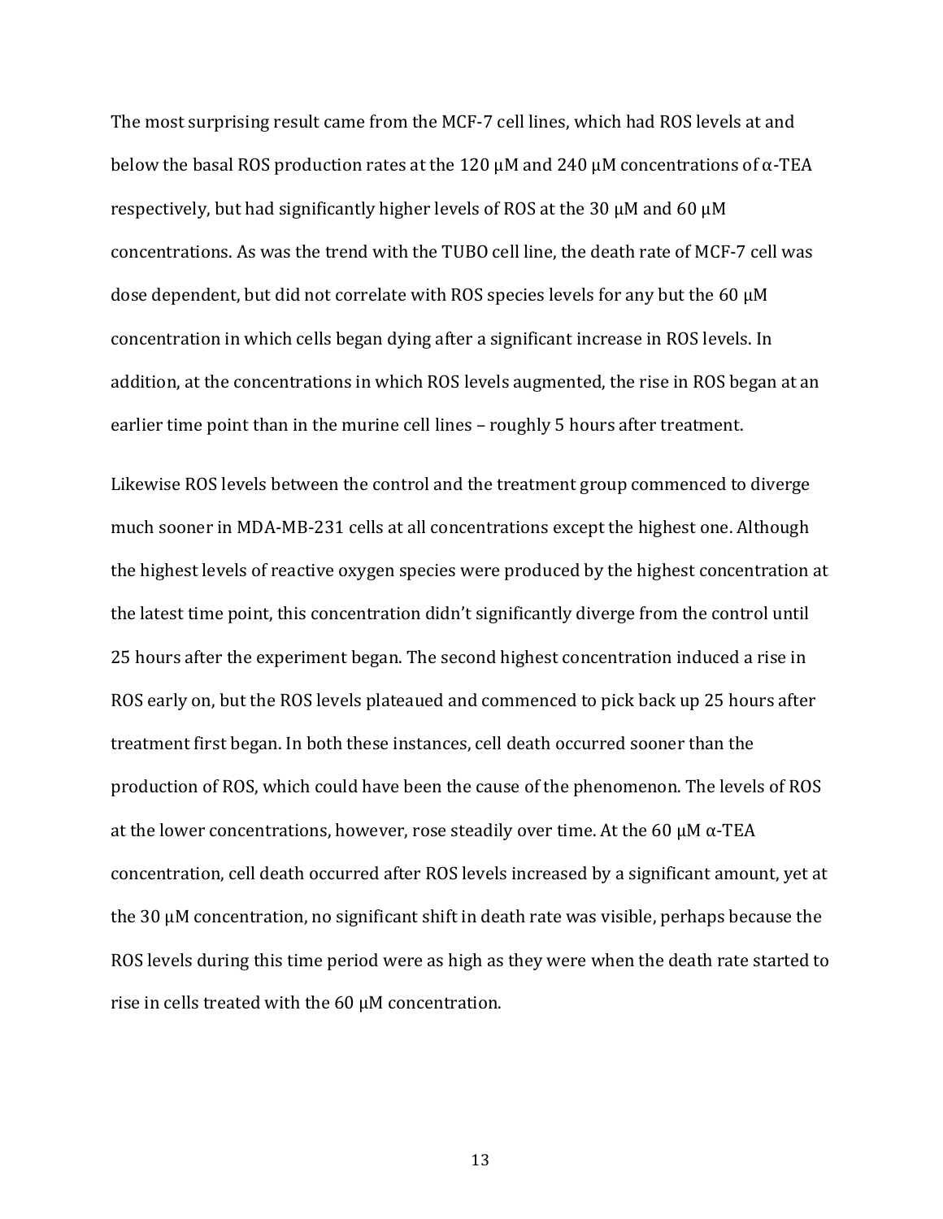The most surprising result came from the MCF-7 cell lines, which had ROS levels at and below the basal ROS production rates at the 120 μM and 240 μM concentrations of α-TEA respectively, but had significantly higher levels of ROS at the 30 μM and 60 μM concentrations. As was the trend with the TUBO cell line, the death rate of MCF-7 cell was dose dependent, but did not correlate with ROS species levels for any but the 60 μM concentration in which cells began dying after a significant increase in ROS levels. In addition, at the concentrations in which ROS levels augmented, the rise in ROS began at an earlier time point than in the murine cell lines – roughly 5 hours after treatment.

Likewise ROS levels between the control and the treatment group commenced to diverge much sooner in MDA-MB-231 cells at all concentrations except the highest one. Although the highest levels of reactive oxygen species were produced by the highest concentration at the latest time point, this concentration didn't significantly diverge from the control until 25 hours after the experiment began. The second highest concentration induced a rise in ROS early on, but the ROS levels plateaued and commenced to pick back up 25 hours after treatment first began. In both these instances, cell death occurred sooner than the production of ROS, which could have been the cause of the phenomenon. The levels of ROS at the lower concentrations, however, rose steadily over time. At the 60 μM α-TEA concentration, cell death occurred after ROS levels increased by a significant amount, yet at the 30 μM concentration, no significant shift in death rate was visible, perhaps because the ROS levels during this time period were as high as they were when the death rate started to rise in cells treated with the 60 μM concentration.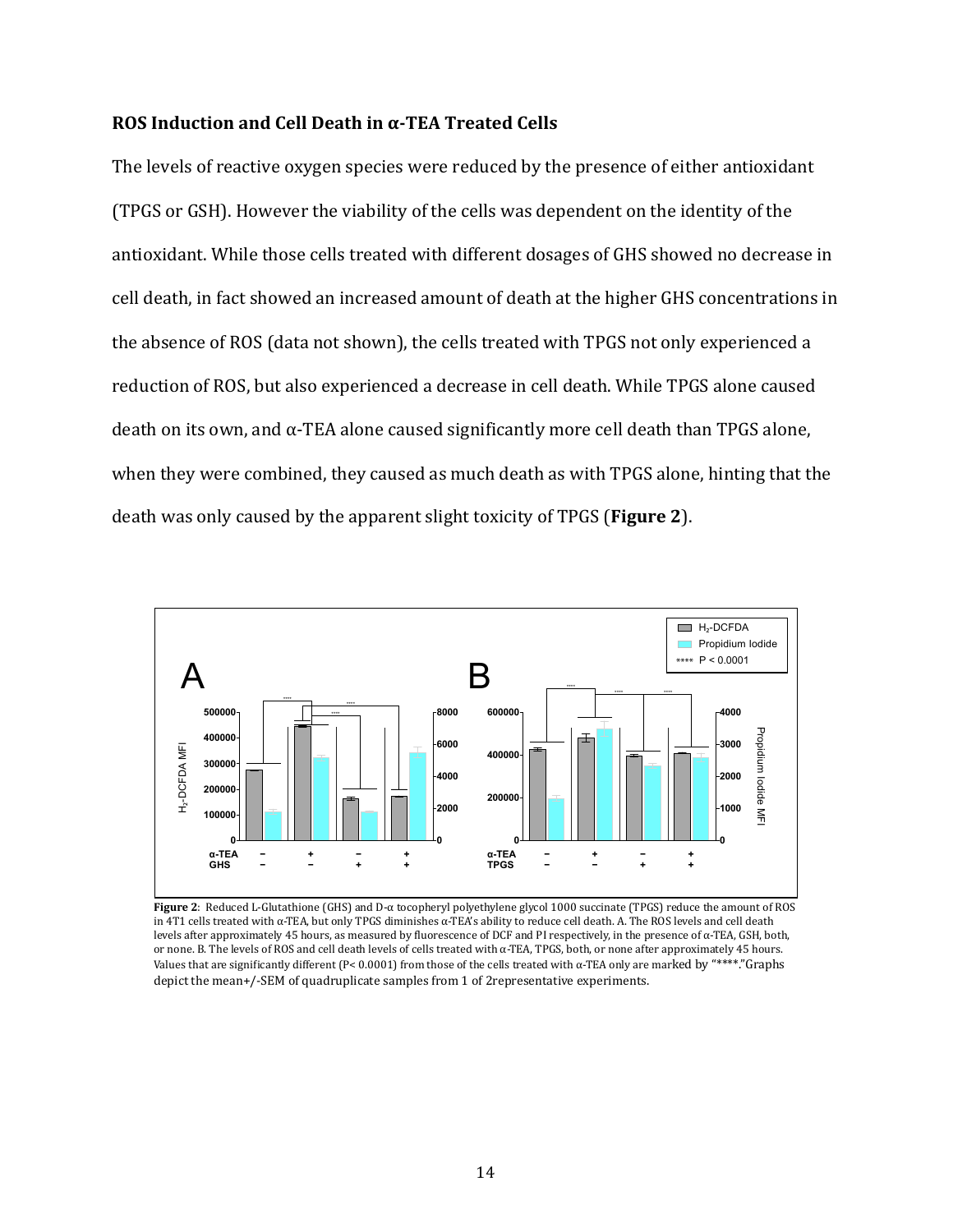### ROS Induction and Cell Death in α-TEA Treated Cells

The levels of reactive oxygen species were reduced by the presence of either antioxidant (TPGS or GSH). However the viability of the cells was dependent on the identity of the antioxidant. While those cells treated with different dosages of GHS showed no decrease in cell death, in fact showed an increased amount of death at the higher GHS concentrations in the absence of ROS (data not shown), the cells treated with TPGS not only experienced a reduction of ROS, but also experienced a decrease in cell death. While TPGS alone caused death on its own, and α-TEA alone caused significantly more cell death than TPGS alone, when they were combined, they caused as much death as with TPGS alone, hinting that the death was only caused by the apparent slight toxicity of TPGS (**Figure 2**).

**Figure 2**: Reduced L-Glutathione (GHS) and D-α tocopheryl polyethylene glycol 1000 succinate (TPGS) reduce the amount of ROS in 4T1 cells treated with α-TEA, but only TPGS diminishes α-TEA's ability to reduce cell death. A. The ROS levels and cell death levels after approximately 45 hours, as measured by fluorescence of DCF and PI respectively, in the presence of α-TEA, GSH, both, or none. B. The levels of ROS and cell death levels of cells treated with α-TEA, TPGS, both, or none after approximately 45 hours. Values that are significantly different (P< 0.0001) from those of the cells treated with α-TEA only are marked by "****."Graphs depict the mean+/-SEM of quadruplicate samples from 1 of 2representative experiments.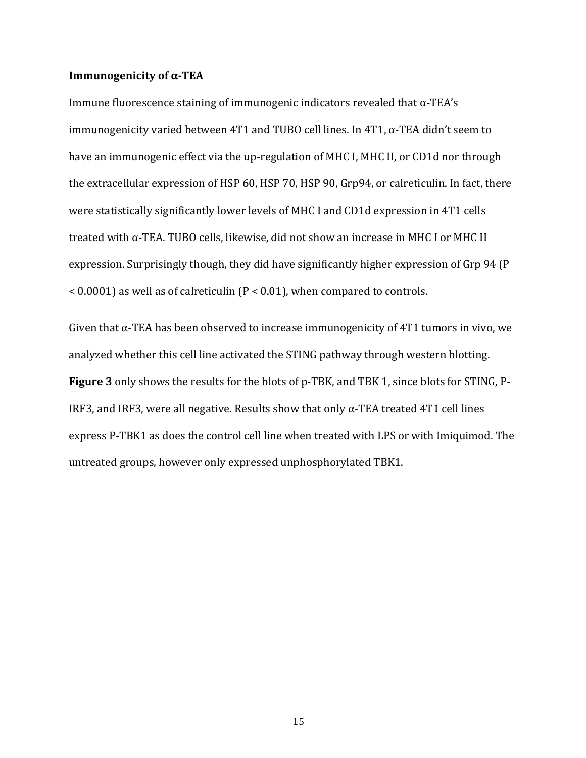**Immunogenicity of α-TEA**

Immune fluorescence staining of immunogenic indicators revealed that α-TEA's immunogenicity varied between 4T1 and TUBO cell lines. In 4T1, α-TEA didn't seem to have an immunogenic effect via the up-regulation of MHC I, MHC II, or CD1d nor through the extracellular expression of HSP 60, HSP 70, HSP 90, Grp94, or calreticulin. In fact, there were statistically significantly lower levels of MHC I and CD1d expression in 4T1 cells treated with α-TEA. TUBO cells, likewise, did not show an increase in MHC I or MHC II expression. Surprisingly though, they did have significantly higher expression of Grp 94 ($P < 0.0001$) as well as of calreticulin ($P < 0.01$), when compared to controls.

Given that α-TEA has been observed to increase immunogenicity of 4T1 tumors in vivo, we analyzed whether this cell line activated the STING pathway through western blotting. **Figure 3** only shows the results for the blots of p-TBK, and TBK 1, since blots for STING, P-IRF3, and IRF3, were all negative. Results show that only α-TEA treated 4T1 cell lines express P-TBK1 as does the control cell line when treated with LPS or with Imiquimod. The untreated groups, however only expressed unphosphorylated TBK1.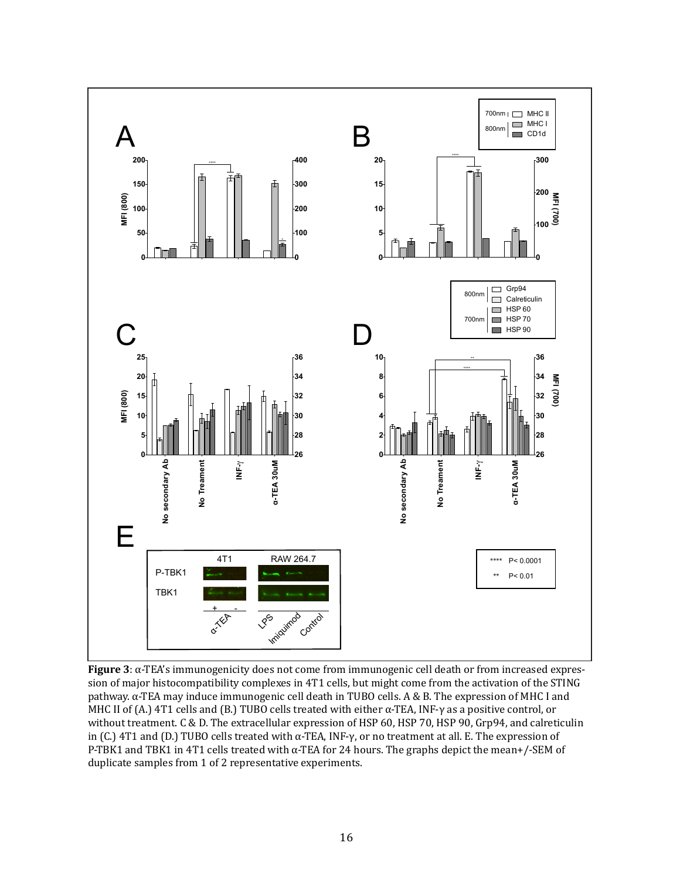**Figure 3**: α-TEA's immunogenicity does not come from immunogenic cell death or from increased expression of major histocompatibility complexes in 4T1 cells, but might come from the activation of the STING pathway. α-TEA may induce immunogenic cell death in TUBO cells. A & B. The expression of MHC I and MHC II of (A.) 4T1 cells and (B.) TUBO cells treated with either α-TEA, INF-γ as a positive control, or without treatment. C & D. The extracellular expression of HSP 60, HSP 70, HSP 90, Grp94, and calreticulin in (C.) 4T1 and (D.) TUBO cells treated with α-TEA, INF-γ, or no treatment at all. E. The expression of P-TBK1 and TBK1 in 4T1 cells treated with α-TEA for 24 hours. The graphs depict the mean+/-SEM of duplicate samples from 1 of 2 representative experiments.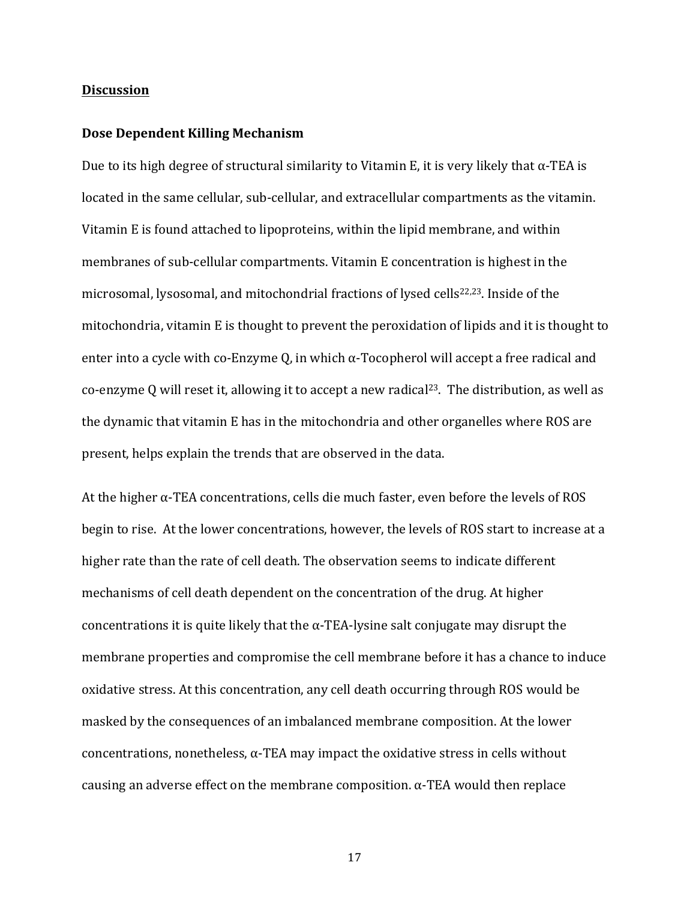## Discussion

### Dose Dependent Killing Mechanism

Due to its high degree of structural similarity to Vitamin E, it is very likely that α-TEA is located in the same cellular, sub-cellular, and extracellular compartments as the vitamin. Vitamin E is found attached to lipoproteins, within the lipid membrane, and within membranes of sub-cellular compartments. Vitamin E concentration is highest in the microsomal, lysosomal, and mitochondrial fractions of lysed cells[22,23]. Inside of the mitochondria, vitamin E is thought to prevent the peroxidation of lipids and it is thought to enter into a cycle with co-Enzyme Q, in which α-Tocopherol will accept a free radical and co-enzyme Q will reset it, allowing it to accept a new radical[23]. The distribution, as well as the dynamic that vitamin E has in the mitochondria and other organelles where ROS are present, helps explain the trends that are observed in the data.

At the higher α-TEA concentrations, cells die much faster, even before the levels of ROS begin to rise. At the lower concentrations, however, the levels of ROS start to increase at a higher rate than the rate of cell death. The observation seems to indicate different mechanisms of cell death dependent on the concentration of the drug. At higher concentrations it is quite likely that the α-TEA-lysine salt conjugate may disrupt the membrane properties and compromise the cell membrane before it has a chance to induce oxidative stress. At this concentration, any cell death occurring through ROS would be masked by the consequences of an imbalanced membrane composition. At the lower concentrations, nonetheless, α-TEA may impact the oxidative stress in cells without causing an adverse effect on the membrane composition. α-TEA would then replace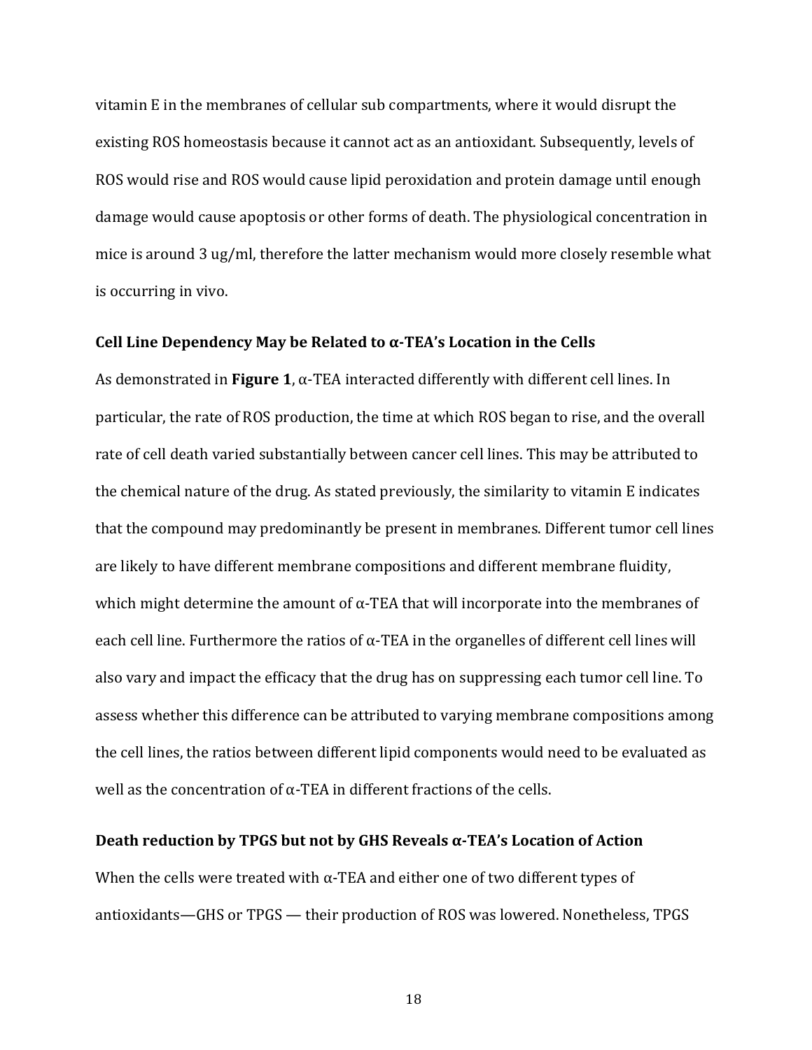vitamin E in the membranes of cellular sub compartments, where it would disrupt the existing ROS homeostasis because it cannot act as an antioxidant. Subsequently, levels of ROS would rise and ROS would cause lipid peroxidation and protein damage until enough damage would cause apoptosis or other forms of death. The physiological concentration in mice is around 3 ug/ml, therefore the latter mechanism would more closely resemble what is occurring in vivo.

### Cell Line Dependency May be Related to α-TEA's Location in the Cells

As demonstrated in **Figure 1**, α-TEA interacted differently with different cell lines. In particular, the rate of ROS production, the time at which ROS began to rise, and the overall rate of cell death varied substantially between cancer cell lines. This may be attributed to the chemical nature of the drug. As stated previously, the similarity to vitamin E indicates that the compound may predominantly be present in membranes. Different tumor cell lines are likely to have different membrane compositions and different membrane fluidity, which might determine the amount of α-TEA that will incorporate into the membranes of each cell line. Furthermore the ratios of α-TEA in the organelles of different cell lines will also vary and impact the efficacy that the drug has on suppressing each tumor cell line. To assess whether this difference can be attributed to varying membrane compositions among the cell lines, the ratios between different lipid components would need to be evaluated as well as the concentration of α-TEA in different fractions of the cells.

### Death reduction by TPGS but not by GHS Reveals α-TEA's Location of Action

When the cells were treated with α-TEA and either one of two different types of antioxidants—GHS or TPGS — their production of ROS was lowered. Nonetheless, TPGS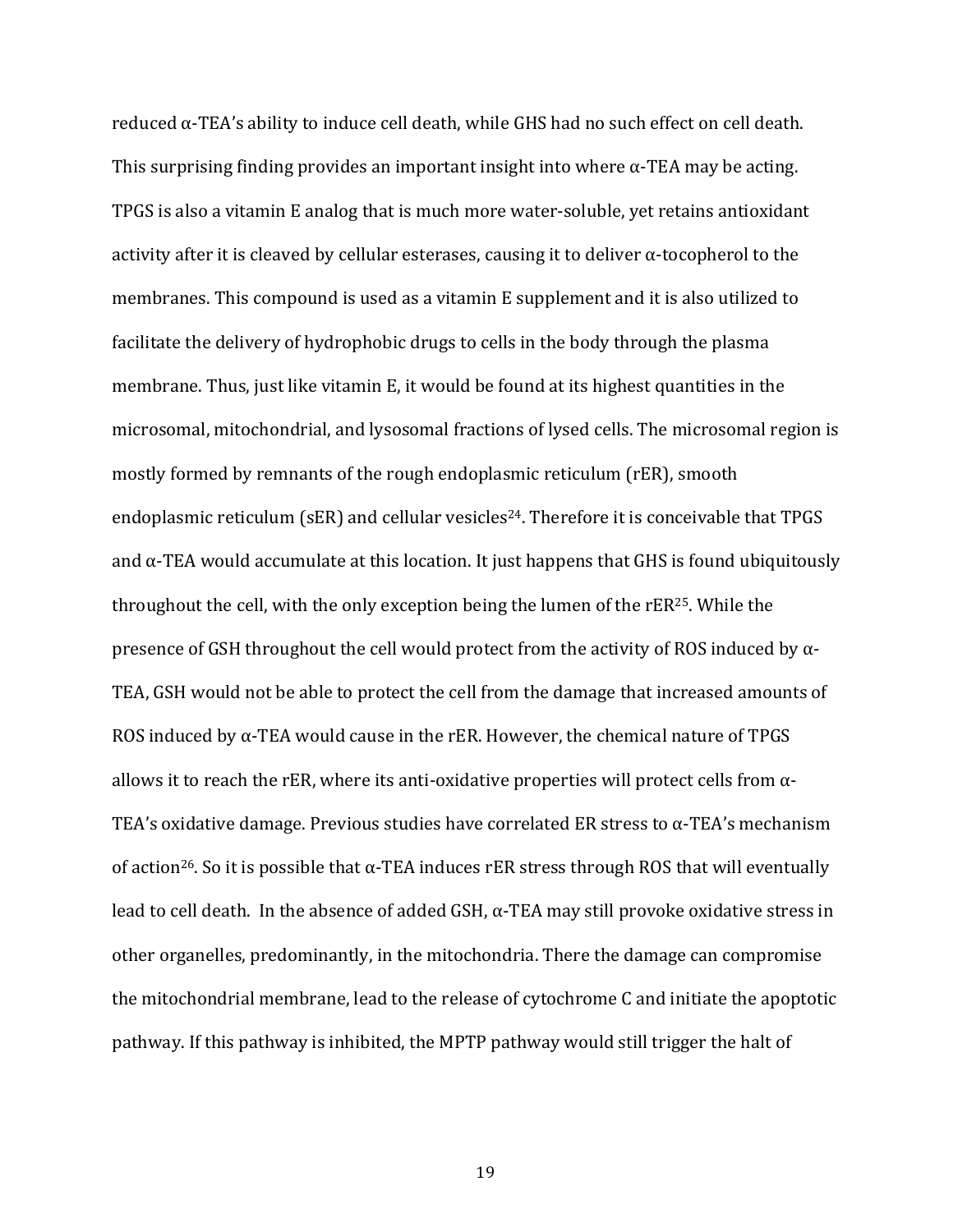reduced α-TEA's ability to induce cell death, while GHS had no such effect on cell death. This surprising finding provides an important insight into where α-TEA may be acting. TPGS is also a vitamin E analog that is much more water-soluble, yet retains antioxidant activity after it is cleaved by cellular esterases, causing it to deliver α-tocopherol to the membranes. This compound is used as a vitamin E supplement and it is also utilized to facilitate the delivery of hydrophobic drugs to cells in the body through the plasma membrane. Thus, just like vitamin E, it would be found at its highest quantities in the microsomal, mitochondrial, and lysosomal fractions of lysed cells. The microsomal region is mostly formed by remnants of the rough endoplasmic reticulum (rER), smooth endoplasmic reticulum (sER) and cellular vesicles[24]. Therefore it is conceivable that TPGS and α-TEA would accumulate at this location. It just happens that GHS is found ubiquitously throughout the cell, with the only exception being the lumen of the rER[25]. While the presence of GSH throughout the cell would protect from the activity of ROS induced by α-TEA, GSH would not be able to protect the cell from the damage that increased amounts of ROS induced by α-TEA would cause in the rER. However, the chemical nature of TPGS allows it to reach the rER, where its anti-oxidative properties will protect cells from α-TEA's oxidative damage. Previous studies have correlated ER stress to α-TEA's mechanism of action[26]. So it is possible that α-TEA induces rER stress through ROS that will eventually lead to cell death. In the absence of added GSH, α-TEA may still provoke oxidative stress in other organelles, predominantly, in the mitochondria. There the damage can compromise the mitochondrial membrane, lead to the release of cytochrome C and initiate the apoptotic pathway. If this pathway is inhibited, the MPTP pathway would still trigger the halt of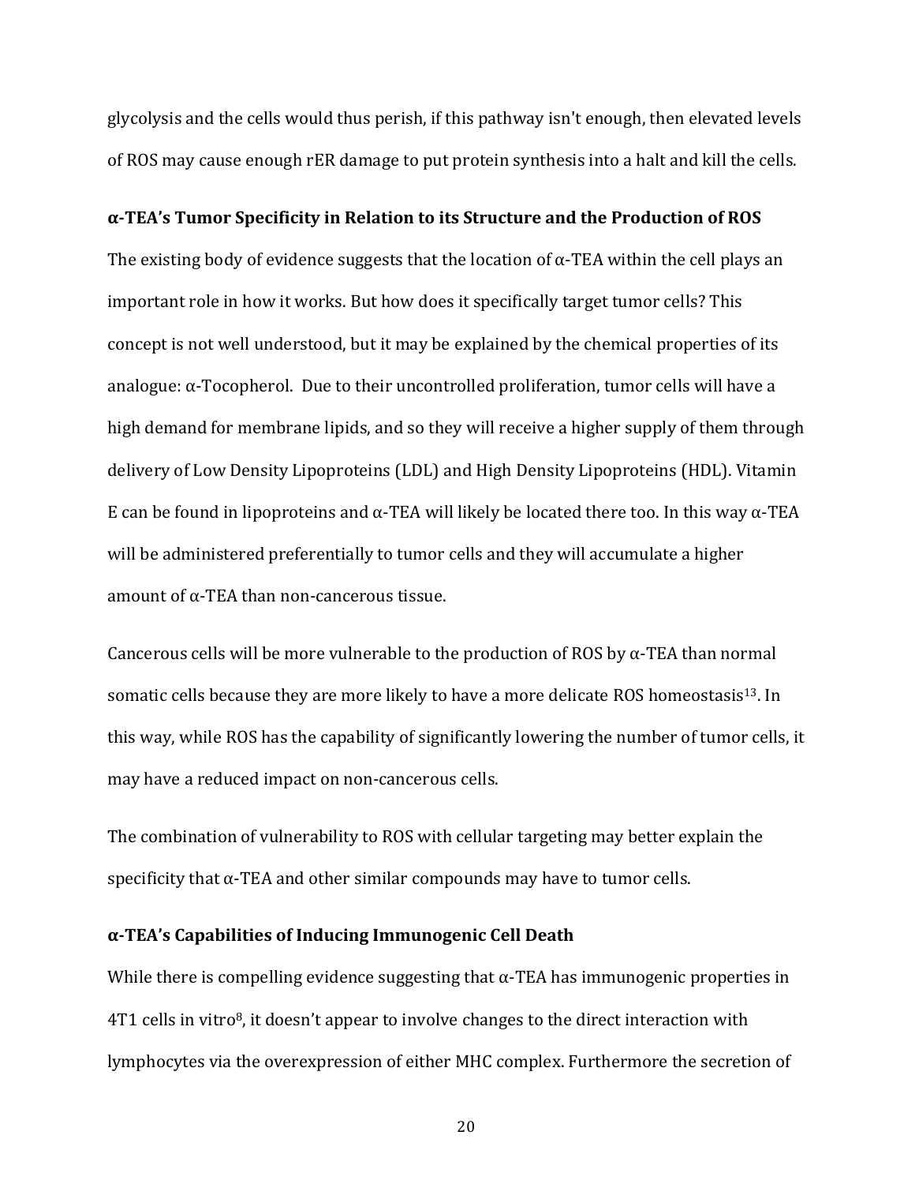glycolysis and the cells would thus perish, if this pathway isn't enough, then elevated levels of ROS may cause enough rER damage to put protein synthesis into a halt and kill the cells.

**α-TEA's Tumor Specificity in Relation to its Structure and the Production of ROS**

The existing body of evidence suggests that the location of α-TEA within the cell plays an important role in how it works. But how does it specifically target tumor cells? This concept is not well understood, but it may be explained by the chemical properties of its analogue: α-Tocopherol. Due to their uncontrolled proliferation, tumor cells will have a high demand for membrane lipids, and so they will receive a higher supply of them through delivery of Low Density Lipoproteins (LDL) and High Density Lipoproteins (HDL). Vitamin E can be found in lipoproteins and α-TEA will likely be located there too. In this way α-TEA will be administered preferentially to tumor cells and they will accumulate a higher amount of α-TEA than non-cancerous tissue.

Cancerous cells will be more vulnerable to the production of ROS by α-TEA than normal somatic cells because they are more likely to have a more delicate ROS homeostasis[13]. In this way, while ROS has the capability of significantly lowering the number of tumor cells, it may have a reduced impact on non-cancerous cells.

The combination of vulnerability to ROS with cellular targeting may better explain the specificity that α-TEA and other similar compounds may have to tumor cells.

**α-TEA's Capabilities of Inducing Immunogenic Cell Death**

While there is compelling evidence suggesting that α-TEA has immunogenic properties in 4T1 cells in vitro[8], it doesn't appear to involve changes to the direct interaction with lymphocytes via the overexpression of either MHC complex. Furthermore the secretion of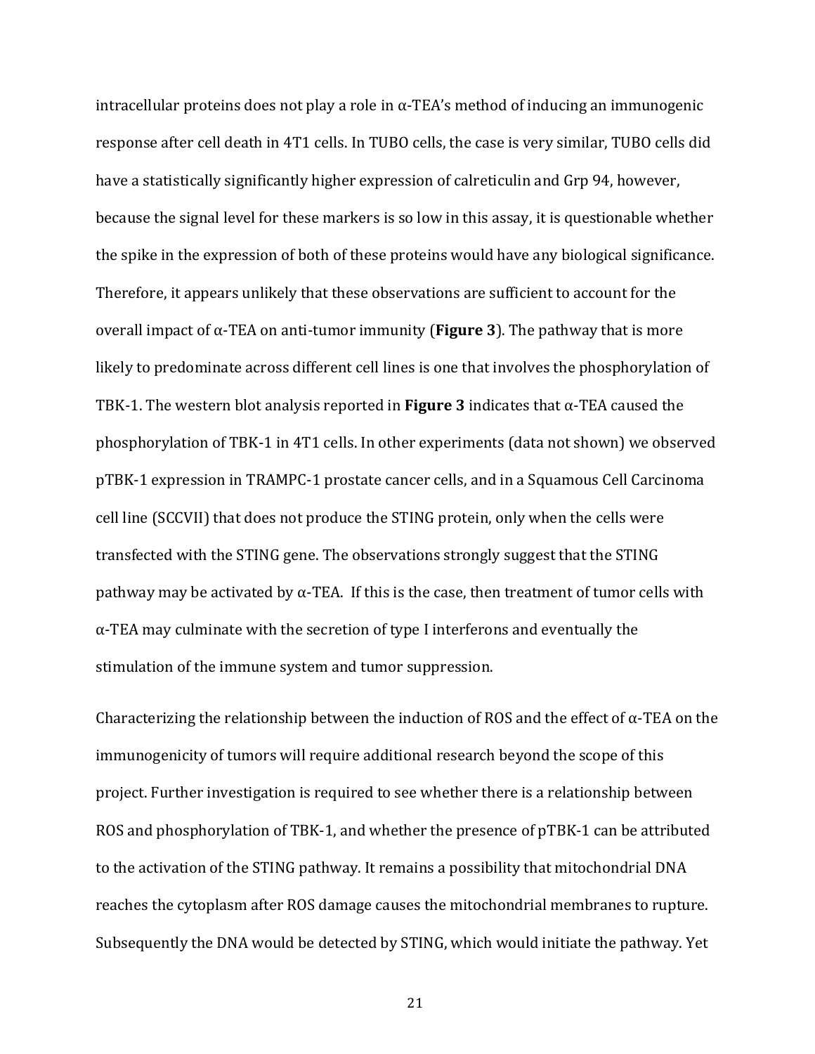intracellular proteins does not play a role in α-TEA's method of inducing an immunogenic response after cell death in 4T1 cells. In TUBO cells, the case is very similar, TUBO cells did have a statistically significantly higher expression of calreticulin and Grp 94, however, because the signal level for these markers is so low in this assay, it is questionable whether the spike in the expression of both of these proteins would have any biological significance. Therefore, it appears unlikely that these observations are sufficient to account for the overall impact of α-TEA on anti-tumor immunity (**Figure 3**). The pathway that is more likely to predominate across different cell lines is one that involves the phosphorylation of TBK-1. The western blot analysis reported in **Figure 3** indicates that α-TEA caused the phosphorylation of TBK-1 in 4T1 cells. In other experiments (data not shown) we observed pTBK-1 expression in TRAMPC-1 prostate cancer cells, and in a Squamous Cell Carcinoma cell line (SCCVII) that does not produce the STING protein, only when the cells were transfected with the STING gene. The observations strongly suggest that the STING pathway may be activated by α-TEA. If this is the case, then treatment of tumor cells with α-TEA may culminate with the secretion of type I interferons and eventually the stimulation of the immune system and tumor suppression.

Characterizing the relationship between the induction of ROS and the effect of α-TEA on the immunogenicity of tumors will require additional research beyond the scope of this project. Further investigation is required to see whether there is a relationship between ROS and phosphorylation of TBK-1, and whether the presence of pTBK-1 can be attributed to the activation of the STING pathway. It remains a possibility that mitochondrial DNA reaches the cytoplasm after ROS damage causes the mitochondrial membranes to rupture. Subsequently the DNA would be detected by STING, which would initiate the pathway. Yet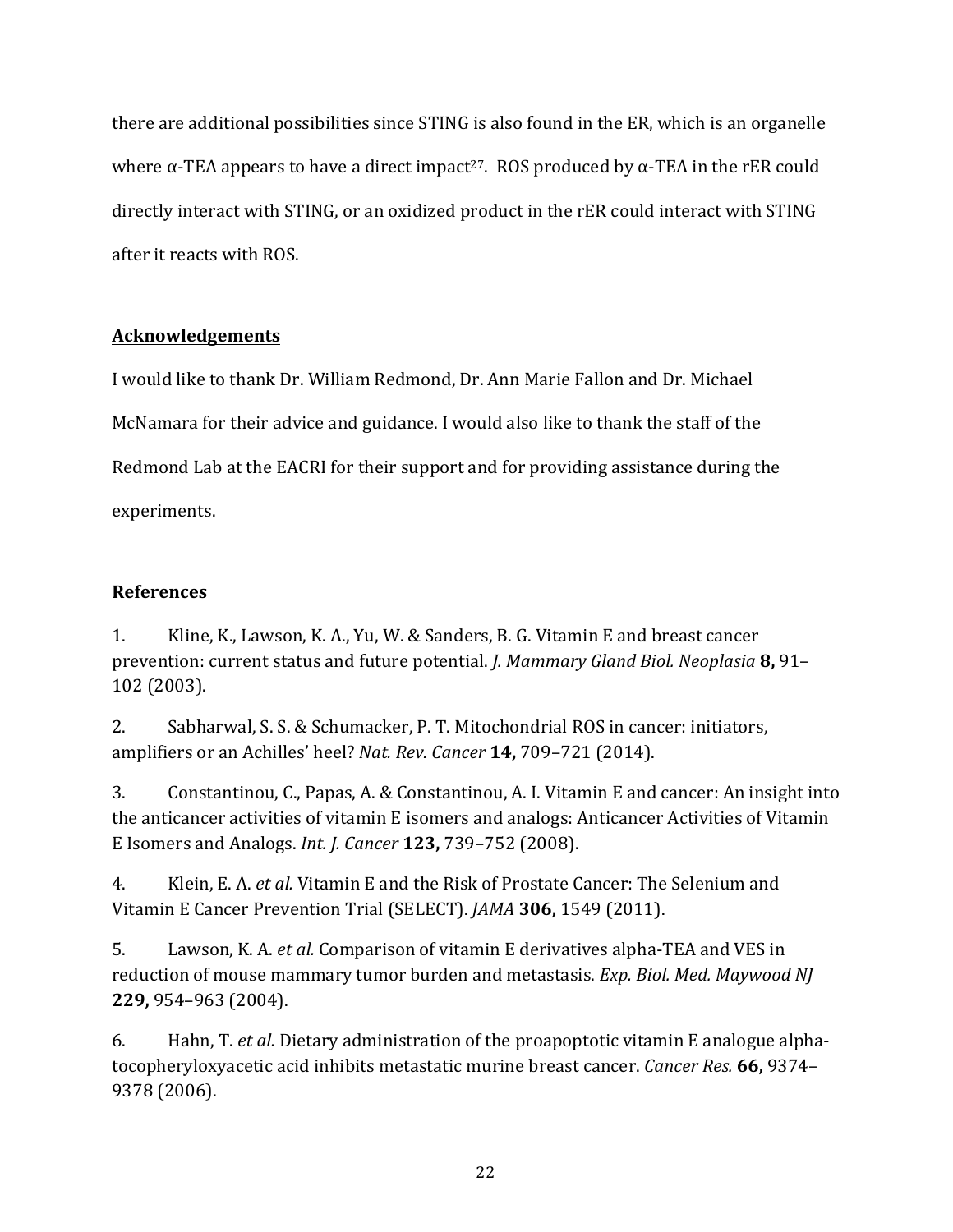there are additional possibilities since STING is also found in the ER, which is an organelle where α-TEA appears to have a direct impact[27]. ROS produced by α-TEA in the rER could directly interact with STING, or an oxidized product in the rER could interact with STING after it reacts with ROS.

## Acknowledgements

I would like to thank Dr. William Redmond, Dr. Ann Marie Fallon and Dr. Michael McNamara for their advice and guidance. I would also like to thank the staff of the Redmond Lab at the EACRI for their support and for providing assistance during the experiments.

## References

1. Kline, K., Lawson, K. A., Yu, W. & Sanders, B. G. Vitamin E and breast cancer prevention: current status and future potential. *J. Mammary Gland Biol. Neoplasia* **8,** 91–102 (2003).

2. Sabharwal, S. S. & Schumacker, P. T. Mitochondrial ROS in cancer: initiators, amplifiers or an Achilles' heel? *Nat. Rev. Cancer* **14,** 709–721 (2014).

3. Constantinou, C., Papas, A. & Constantinou, A. I. Vitamin E and cancer: An insight into the anticancer activities of vitamin E isomers and analogs: Anticancer Activities of Vitamin E Isomers and Analogs. *Int. J. Cancer* **123,** 739–752 (2008).

4. Klein, E. A. *et al.* Vitamin E and the Risk of Prostate Cancer: The Selenium and Vitamin E Cancer Prevention Trial (SELECT). *JAMA* **306,** 1549 (2011).

5. Lawson, K. A. *et al.* Comparison of vitamin E derivatives alpha-TEA and VES in reduction of mouse mammary tumor burden and metastasis. *Exp. Biol. Med. Maywood NJ* **229,** 954–963 (2004).

6. Hahn, T. *et al.* Dietary administration of the proapoptotic vitamin E analogue alpha-tocopheryloxyacetic acid inhibits metastatic murine breast cancer. *Cancer Res.* **66,** 9374–9378 (2006).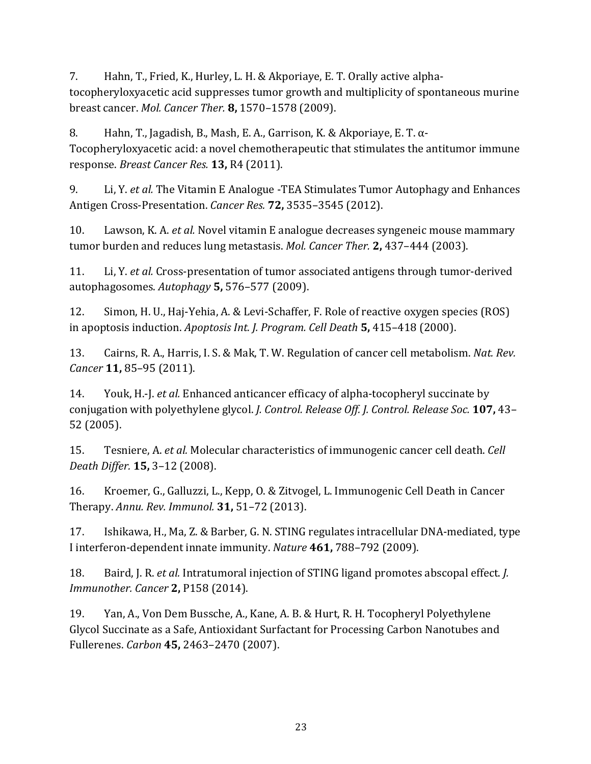7. Hahn, T., Fried, K., Hurley, L. H. & Akporiaye, E. T. Orally active alpha-tocopheryloxyacetic acid suppresses tumor growth and multiplicity of spontaneous murine breast cancer. *Mol. Cancer Ther.* **8,** 1570–1578 (2009).

8. Hahn, T., Jagadish, B., Mash, E. A., Garrison, K. & Akporiaye, E. T. α-Tocopheryloxyacetic acid: a novel chemotherapeutic that stimulates the antitumor immune response. *Breast Cancer Res.* **13,** R4 (2011).

9. Li, Y. *et al.* The Vitamin E Analogue -TEA Stimulates Tumor Autophagy and Enhances Antigen Cross-Presentation. *Cancer Res.* **72,** 3535–3545 (2012).

10. Lawson, K. A. *et al.* Novel vitamin E analogue decreases syngeneic mouse mammary tumor burden and reduces lung metastasis. *Mol. Cancer Ther.* **2,** 437–444 (2003).

11. Li, Y. *et al.* Cross-presentation of tumor associated antigens through tumor-derived autophagosomes. *Autophagy* **5,** 576–577 (2009).

12. Simon, H. U., Haj-Yehia, A. & Levi-Schaffer, F. Role of reactive oxygen species (ROS) in apoptosis induction. *Apoptosis Int. J. Program. Cell Death* **5,** 415–418 (2000).

13. Cairns, R. A., Harris, I. S. & Mak, T. W. Regulation of cancer cell metabolism. *Nat. Rev. Cancer* **11,** 85–95 (2011).

14. Youk, H.-J. *et al.* Enhanced anticancer efficacy of alpha-tocopheryl succinate by conjugation with polyethylene glycol. *J. Control. Release Off. J. Control. Release Soc.* **107,** 43–52 (2005).

15. Tesniere, A. *et al.* Molecular characteristics of immunogenic cancer cell death. *Cell Death Differ.* **15,** 3–12 (2008).

16. Kroemer, G., Galluzzi, L., Kepp, O. & Zitvogel, L. Immunogenic Cell Death in Cancer Therapy. *Annu. Rev. Immunol.* **31,** 51–72 (2013).

17. Ishikawa, H., Ma, Z. & Barber, G. N. STING regulates intracellular DNA-mediated, type I interferon-dependent innate immunity. *Nature* **461,** 788–792 (2009).

18. Baird, J. R. *et al.* Intratumoral injection of STING ligand promotes abscopal effect. *J. Immunother. Cancer* **2,** P158 (2014).

19. Yan, A., Von Dem Bussche, A., Kane, A. B. & Hurt, R. H. Tocopheryl Polyethylene Glycol Succinate as a Safe, Antioxidant Surfactant for Processing Carbon Nanotubes and Fullerenes. *Carbon* **45,** 2463–2470 (2007).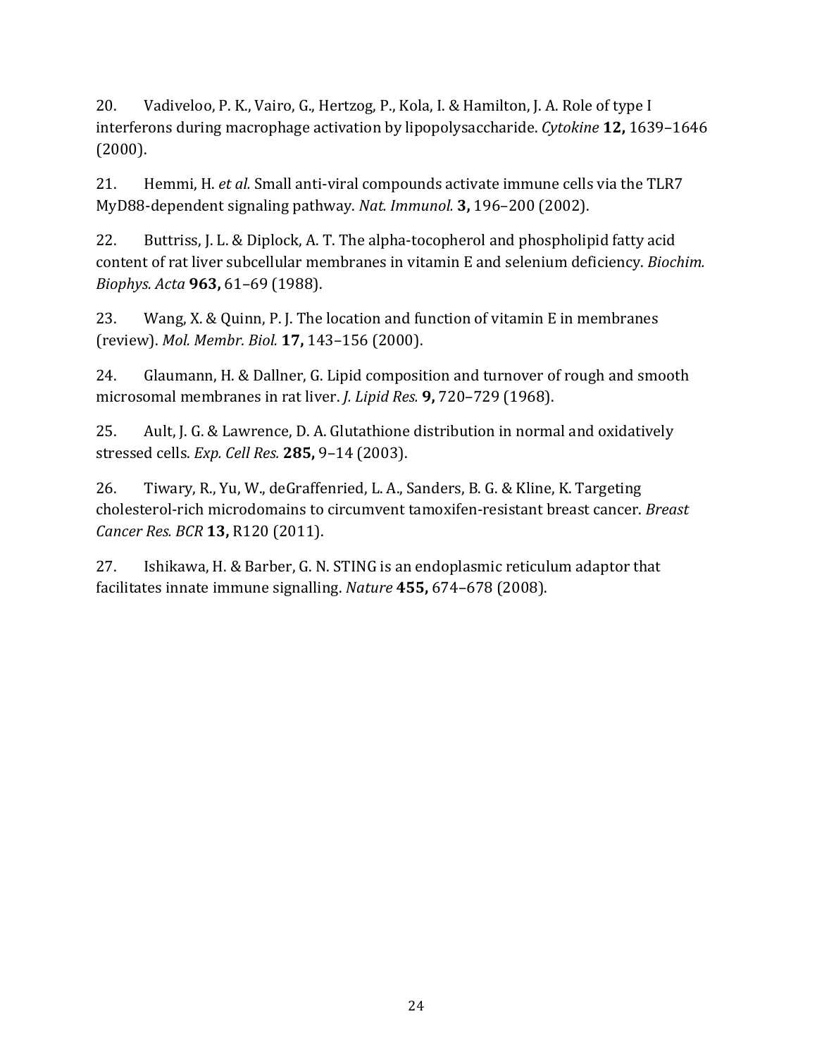20. Vadiveloo, P. K., Vairo, G., Hertzog, P., Kola, I. & Hamilton, J. A. Role of type I interferons during macrophage activation by lipopolysaccharide. *Cytokine* **12,** 1639–1646 (2000).

21. Hemmi, H. *et al.* Small anti-viral compounds activate immune cells via the TLR7 MyD88-dependent signaling pathway. *Nat. Immunol.* **3,** 196–200 (2002).

22. Buttriss, J. L. & Diplock, A. T. The alpha-tocopherol and phospholipid fatty acid content of rat liver subcellular membranes in vitamin E and selenium deficiency. *Biochim. Biophys. Acta* **963,** 61–69 (1988).

23. Wang, X. & Quinn, P. J. The location and function of vitamin E in membranes (review). *Mol. Membr. Biol.* **17,** 143–156 (2000).

24. Glaumann, H. & Dallner, G. Lipid composition and turnover of rough and smooth microsomal membranes in rat liver. *J. Lipid Res.* **9,** 720–729 (1968).

25. Ault, J. G. & Lawrence, D. A. Glutathione distribution in normal and oxidatively stressed cells. *Exp. Cell Res.* **285,** 9–14 (2003).

26. Tiwary, R., Yu, W., deGraffenried, L. A., Sanders, B. G. & Kline, K. Targeting cholesterol-rich microdomains to circumvent tamoxifen-resistant breast cancer. *Breast Cancer Res. BCR* **13,** R120 (2011).

27. Ishikawa, H. & Barber, G. N. STING is an endoplasmic reticulum adaptor that facilitates innate immune signalling. *Nature* **455,** 674–678 (2008).